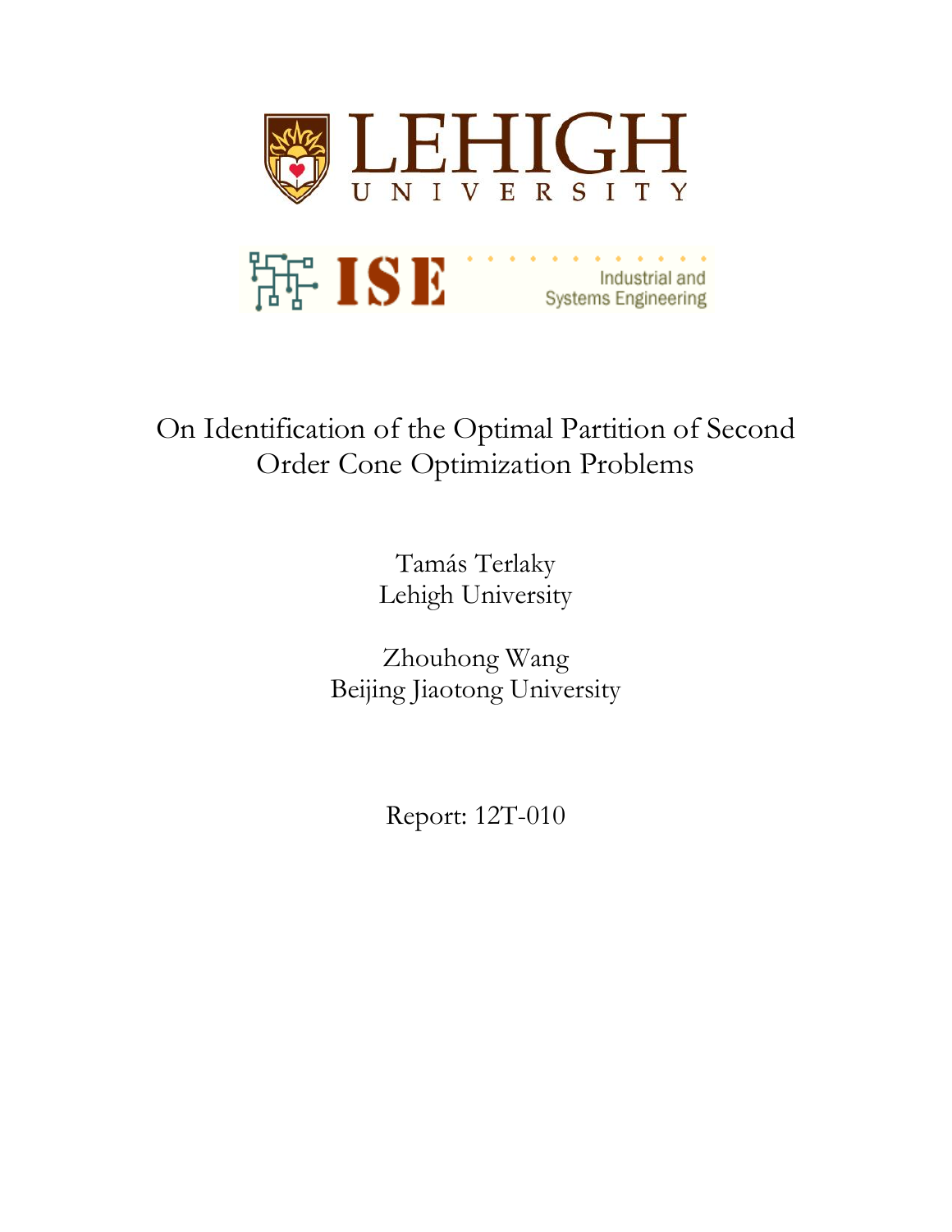# On Identification of the Optimal Partition of Second Order Cone Optimization Problems

Tamás Terlaky
Lehigh University

Zhouhong Wang
Beijing Jiaotong University

Report: 12T-010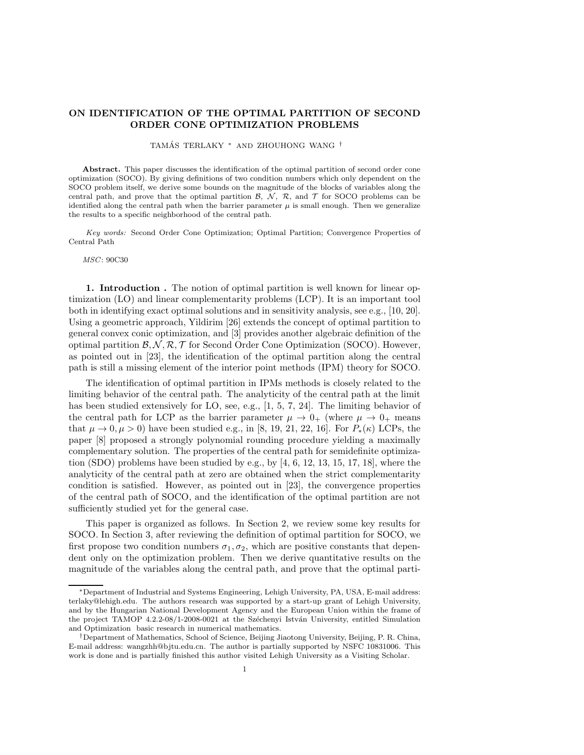# ON IDENTIFICATION OF THE OPTIMAL PARTITION OF SECOND ORDER CONE OPTIMIZATION PROBLEMS

TAMÁS TERLAKY * AND ZHOUHONG WANG †

**Abstract.** This paper discusses the identification of the optimal partition of second order cone optimization (SOCO). By giving definitions of two condition numbers which only dependent on the SOCO problem itself, we derive some bounds on the magnitude of the blocks of variables along the central path, and prove that the optimal partition $\mathcal{B}$, $\mathcal{N}$, $\mathcal{R}$, and $\mathcal{T}$ for SOCO problems can be identified along the central path when the barrier parameter $\mu$ is small enough. Then we generalize the results to a specific neighborhood of the central path.

*Key words:* Second Order Cone Optimization; Optimal Partition; Convergence Properties of Central Path

*MSC*: 90C30

**1. Introduction .** The notion of optimal partition is well known for linear optimization (LO) and linear complementarity problems (LCP). It is an important tool both in identifying exact optimal solutions and in sensitivity analysis, see e.g., [10, 20]. Using a geometric approach, Yildirim [26] extends the concept of optimal partition to general convex conic optimization, and [3] provides another algebraic definition of the optimal partition $\mathcal{B}, \mathcal{N}, \mathcal{R}, \mathcal{T}$ for Second Order Cone Optimization (SOCO). However, as pointed out in [23], the identification of the optimal partition along the central path is still a missing element of the interior point methods (IPM) theory for SOCO.

The identification of optimal partition in IPMs methods is closely related to the limiting behavior of the central path. The analyticity of the central path at the limit has been studied extensively for LO, see, e.g., [1, 5, 7, 24]. The limiting behavior of the central path for LCP as the barrier parameter $\mu \to 0_+$ (where $\mu \to 0_+$ means that $\mu \to 0, \mu > 0$) have been studied e.g., in [8, 19, 21, 22, 16]. For $P_*(\kappa)$ LCPs, the paper [8] proposed a strongly polynomial rounding procedure yielding a maximally complementary solution. The properties of the central path for semidefinite optimization (SDO) problems have been studied by e.g., by [4, 6, 12, 13, 15, 17, 18], where the analyticity of the central path at zero are obtained when the strict complementarity condition is satisfied. However, as pointed out in [23], the convergence properties of the central path of SOCO, and the identification of the optimal partition are not sufficiently studied yet for the general case.

This paper is organized as follows. In Section 2, we review some key results for SOCO. In Section 3, after reviewing the definition of optimal partition for SOCO, we first propose two condition numbers $\sigma_1, \sigma_2$, which are positive constants that dependent only on the optimization problem. Then we derive quantitative results on the magnitude of the variables along the central path, and prove that the optimal parti-

*Department of Industrial and Systems Engineering, Lehigh University, PA, USA, E-mail address: terlaky@lehigh.edu. The authors research was supported by a start-up grant of Lehigh University, and by the Hungarian National Development Agency and the European Union within the frame of the project TAMOP 4.2.2-08/1-2008-0021 at the Széchenyi István University, entitled Simulation and Optimization basic research in numerical mathematics.

†Department of Mathematics, School of Science, Beijing Jiaotong University, Beijing, P. R. China, E-mail address: wangzhh@bjtu.edu.cn. The author is partially supported by NSFC 10831006. This work is done and is partially finished this author visited Lehigh University as a Visiting Scholar.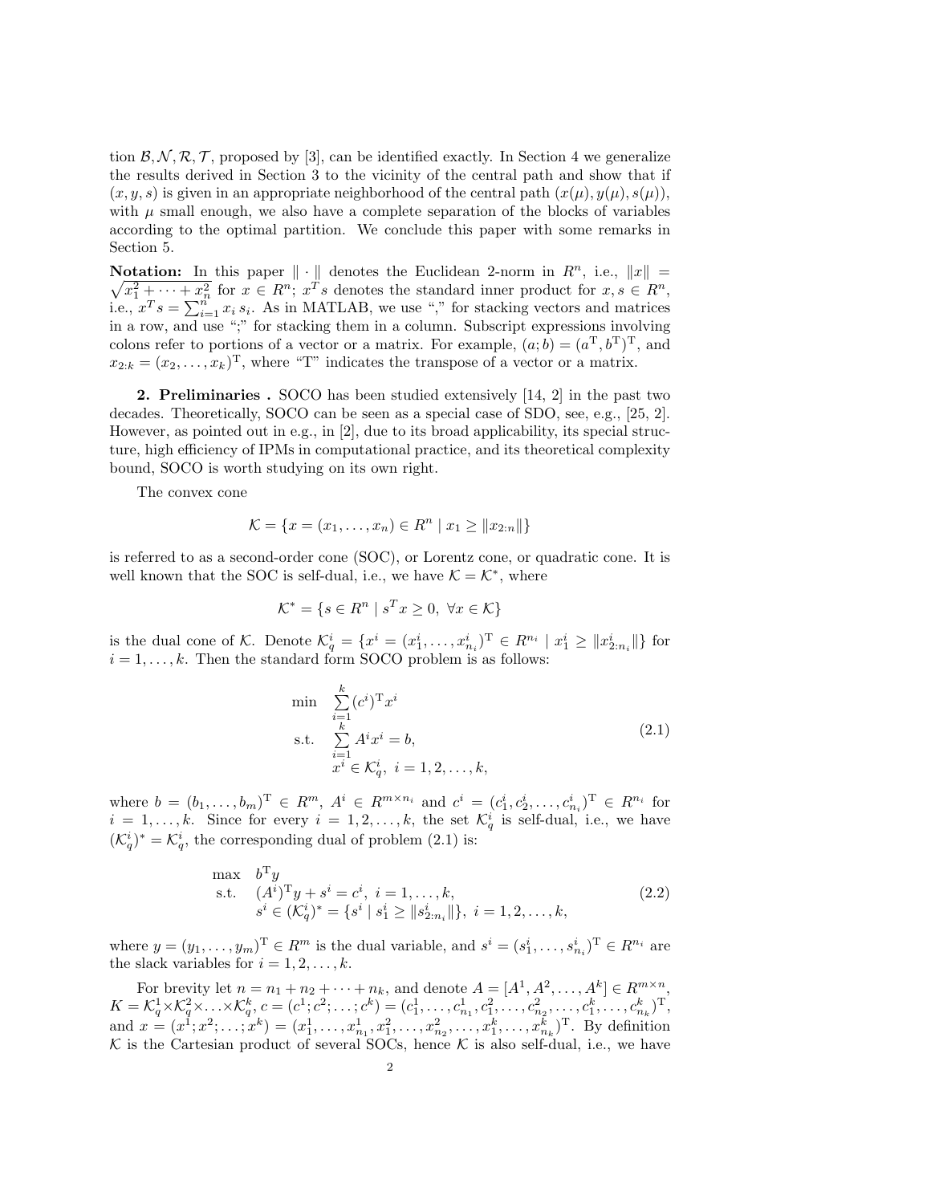tion $\mathcal{B}, \mathcal{N}, \mathcal{R}, \mathcal{T}$, proposed by [3], can be identified exactly. In Section 4 we generalize the results derived in Section 3 to the vicinity of the central path and show that if $(x, y, s)$ is given in an appropriate neighborhood of the central path $(x(\mu), y(\mu), s(\mu))$, with $\mu$ small enough, we also have a complete separation of the blocks of variables according to the optimal partition. We conclude this paper with some remarks in Section 5.

**Notation:** In this paper $\|\cdot\|$ denotes the Euclidean 2-norm in $R^n$, i.e., $\|x\| = \sqrt{x_1^2 + \cdots + x_n^2}$ for $x \in R^n$; $x^T s$ denotes the standard inner product for $x, s \in R^n$, i.e., $x^T s = \sum_{i=1}^n x_i s_i$. As in MATLAB, we use "," for stacking vectors and matrices in a row, and use ";" for stacking them in a column. Subscript expressions involving colons refer to portions of a vector or a matrix. For example, $(a; b) = (a^{\mathrm{T}}, b^{\mathrm{T}})^{\mathrm{T}}$, and $x_{2:k} = (x_2, \ldots, x_k)^{\mathrm{T}}$, where "T" indicates the transpose of a vector or a matrix.

## 2. Preliminaries .

SOCO has been studied extensively [14, 2] in the past two decades. Theoretically, SOCO can be seen as a special case of SDO, see, e.g., [25, 2]. However, as pointed out in e.g., in [2], due to its broad applicability, its special structure, high efficiency of IPMs in computational practice, and its theoretical complexity bound, SOCO is worth studying on its own right.

The convex cone

$$\mathcal{K} = \{x = (x_1, \ldots, x_n) \in R^n \mid x_1 \geq \|x_{2:n}\|\}$$

is referred to as a second-order cone (SOC), or Lorentz cone, or quadratic cone. It is well known that the SOC is self-dual, i.e., we have $\mathcal{K} = \mathcal{K}^*$, where

$$\mathcal{K}^* = \{s \in R^n \mid s^T x \geq 0, \ \forall x \in \mathcal{K}\}$$

is the dual cone of $\mathcal{K}$. Denote $\mathcal{K}_q^i = \{x^i = (x_1^i, \ldots, x_{n_i}^i)^{\mathrm{T}} \in R^{n_i} \mid x_1^i \geq \|x_{2:n_i}^i\|\}$ for $i = 1, \ldots, k$. Then the standard form SOCO problem is as follows:

$$\begin{array}{ll} \min & \sum\limits_{i=1}^{k} (c^i)^{\mathrm{T}} x^i \\ \text{s.t.} & \sum\limits_{i=1}^{k} A^i x^i = b, \\ & x^i \in \mathcal{K}_q^i, \ i = 1, 2, \ldots, k, \end{array} \tag{2.1}$$

where $b = (b_1, \ldots, b_m)^{\mathrm{T}} \in R^m$, $A^i \in R^{m \times n_i}$ and $c^i = (c_1^i, c_2^i, \ldots, c_{n_i}^i)^{\mathrm{T}} \in R^{n_i}$ for $i = 1, \ldots, k$. Since for every $i = 1, 2, \ldots, k$, the set $\mathcal{K}_q^i$ is self-dual, i.e., we have $(\mathcal{K}_q^i)^* = \mathcal{K}_q^i$, the corresponding dual of problem (2.1) is:

$$\begin{array}{ll} \max & b^{\mathrm{T}} y \\ \text{s.t.} & (A^i)^{\mathrm{T}} y + s^i = c^i, \ i = 1, \ldots, k, \\ & s^i \in (\mathcal{K}_q^i)^* = \{s^i \mid s_1^i \geq \|s_{2:n_i}^i\|\}, \ i = 1, 2, \ldots, k, \end{array} \tag{2.2}$$

where $y = (y_1, \ldots, y_m)^{\mathrm{T}} \in R^m$ is the dual variable, and $s^i = (s_1^i, \ldots, s_{n_i}^i)^{\mathrm{T}} \in R^{n_i}$ are the slack variables for $i = 1, 2, \ldots, k$.

For brevity let $n = n_1 + n_2 + \cdots + n_k$, and denote $A = [A^1, A^2, \ldots, A^k] \in R^{m \times n}$, $K = \mathcal{K}_q^1 \times \mathcal{K}_q^2 \times \ldots \times \mathcal{K}_q^k$, $c = (c^1; c^2; \ldots; c^k) = (c_1^1, \ldots, c_{n_1}^1, c_1^2, \ldots, c_{n_2}^2, \ldots, c_1^k, \ldots, c_{n_k}^k)^{\mathrm{T}}$, and $x = (x^1; x^2; \ldots; x^k) = (x_1^1, \ldots, x_{n_1}^1, x_1^2, \ldots, x_{n_2}^2, \ldots, x_1^k, \ldots, x_{n_k}^k)^{\mathrm{T}}$. By definition $\mathcal{K}$ is the Cartesian product of several SOCs, hence $\mathcal{K}$ is also self-dual, i.e., we have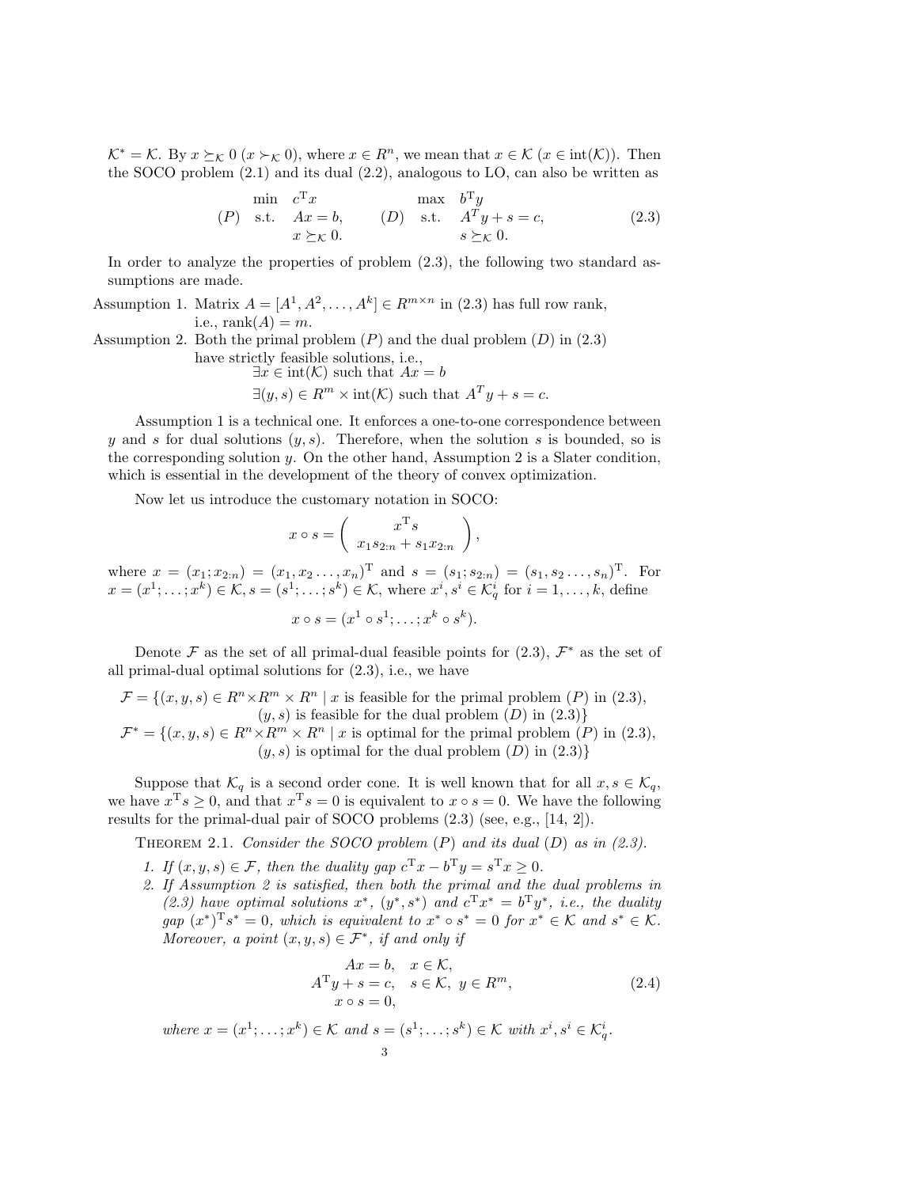$\mathcal{K}^* = \mathcal{K}$. By $x \succeq_{\mathcal{K}} 0$ ($x \succ_{\mathcal{K}} 0$), where $x \in R^n$, we mean that $x \in \mathcal{K}$ ($x \in \text{int}(\mathcal{K})$). Then the SOCO problem (2.1) and its dual (2.2), analogous to LO, can also be written as

$$
(P) \quad \begin{array}{ll} \min & c^{\mathrm{T}}x \\ \text{s.t.} & Ax = b, \\ & x \succeq_{\mathcal{K}} 0. \end{array} \qquad (D) \quad \begin{array}{ll} \max & b^{\mathrm{T}}y \\ \text{s.t.} & A^T y + s = c, \\ & s \succeq_{\mathcal{K}} 0. \end{array} \tag{2.3}
$$

In order to analyze the properties of problem (2.3), the following two standard assumptions are made.

Assumption 1. Matrix $A = [A^1, A^2, \ldots, A^k] \in R^{m \times n}$ in (2.3) has full row rank, i.e., $\text{rank}(A) = m$.

Assumption 2. Both the primal problem $(P)$ and the dual problem $(D)$ in (2.3) have strictly feasible solutions, i.e.,

$$\exists x \in \text{int}(\mathcal{K}) \text{ such that } Ax = b$$

$$\exists (y, s) \in R^m \times \text{int}(\mathcal{K}) \text{ such that } A^T y + s = c.$$

Assumption 1 is a technical one. It enforces a one-to-one correspondence between $y$ and $s$ for dual solutions $(y, s)$. Therefore, when the solution $s$ is bounded, so is the corresponding solution $y$. On the other hand, Assumption 2 is a Slater condition, which is essential in the development of the theory of convex optimization.

Now let us introduce the customary notation in SOCO:

$$
x \circ s = \begin{pmatrix} x^{\mathrm{T}}s \\ x_1 s_{2:n} + s_1 x_{2:n} \end{pmatrix},
$$

where $x = (x_1; x_{2:n}) = (x_1, x_2 \ldots, x_n)^{\mathrm{T}}$ and $s = (s_1; s_{2:n}) = (s_1, s_2 \ldots, s_n)^{\mathrm{T}}$. For $x = (x^1; \ldots; x^k) \in \mathcal{K}, s = (s^1; \ldots; s^k) \in \mathcal{K}$, where $x^i, s^i \in \mathcal{K}_q^i$ for $i = 1, \ldots, k$, define

$$
x \circ s = (x^1 \circ s^1; \ldots; x^k \circ s^k).
$$

Denote $\mathcal{F}$ as the set of all primal-dual feasible points for (2.3), $\mathcal{F}^*$ as the set of all primal-dual optimal solutions for (2.3), i.e., we have

$$
\begin{aligned}
\mathcal{F} = \{(x, y, s) \in R^n \times R^m \times R^n \mid\, & x \text{ is feasible for the primal problem } (P) \text{ in (2.3)}, \\
& (y, s) \text{ is feasible for the dual problem } (D) \text{ in (2.3)}\} \\
\mathcal{F}^* = \{(x, y, s) \in R^n \times R^m \times R^n \mid\, & x \text{ is optimal for the primal problem } (P) \text{ in (2.3)}, \\
& (y, s) \text{ is optimal for the dual problem } (D) \text{ in (2.3)}\}
\end{aligned}
$$

Suppose that $\mathcal{K}_q$ is a second order cone. It is well known that for all $x, s \in \mathcal{K}_q$, we have $x^{\mathrm{T}}s \geq 0$, and that $x^{\mathrm{T}}s = 0$ is equivalent to $x \circ s = 0$. We have the following results for the primal-dual pair of SOCO problems (2.3) (see, e.g., [14, 2]).

**Theorem 2.1.** *Consider the SOCO problem $(P)$ and its dual $(D)$ as in (2.3).*

1. *If $(x, y, s) \in \mathcal{F}$, then the duality gap $c^{\mathrm{T}}x - b^{\mathrm{T}}y = s^{\mathrm{T}}x \geq 0$.*
2. *If Assumption 2 is satisfied, then both the primal and the dual problems in (2.3) have optimal solutions $x^*$, $(y^*, s^*)$ and $c^{\mathrm{T}}x^* = b^{\mathrm{T}}y^*$, i.e., the duality gap $(x^*)^{\mathrm{T}}s^* = 0$, which is equivalent to $x^* \circ s^* = 0$ for $x^* \in \mathcal{K}$ and $s^* \in \mathcal{K}$. Moreover, a point $(x, y, s) \in \mathcal{F}^*$, if and only if*

$$
\begin{aligned}
Ax = b, &\quad x \in \mathcal{K}, \\
A^{\mathrm{T}}y + s = c, &\quad s \in \mathcal{K},\ y \in R^m, \\
x \circ s = 0, &
\end{aligned} \tag{2.4}
$$

*where $x = (x^1; \ldots; x^k) \in \mathcal{K}$ and $s = (s^1; \ldots; s^k) \in \mathcal{K}$ with $x^i, s^i \in \mathcal{K}_q^i$.*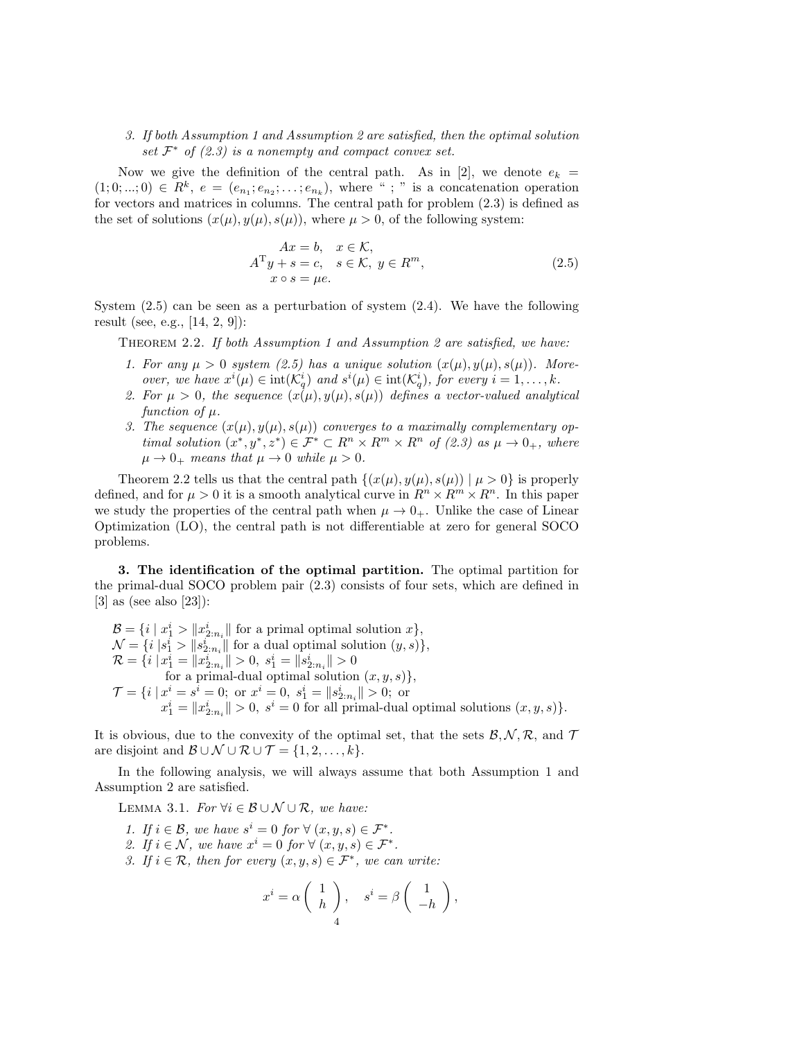3. *If both Assumption 1 and Assumption 2 are satisfied, then the optimal solution set $\mathcal{F}^*$ of (2.3) is a nonempty and compact convex set.*

Now we give the definition of the central path. As in [2], we denote $e_k = (1; 0; ...; 0) \in R^k$, $e = (e_{n_1}; e_{n_2}; \ldots; e_{n_k})$, where " ; " is a concatenation operation for vectors and matrices in columns. The central path for problem (2.3) is defined as the set of solutions $(x(\mu), y(\mu), s(\mu))$, where $\mu > 0$, of the following system:

$$
\begin{aligned}
Ax = b, \quad & x \in \mathcal{K}, \\
A^{\mathrm{T}} y + s = c, \quad & s \in \mathcal{K},\ y \in R^m, \\
x \circ s = \mu e. &
\end{aligned}
\tag{2.5}
$$

System (2.5) can be seen as a perturbation of system (2.4). We have the following result (see, e.g., [14, 2, 9]):

THEOREM 2.2. *If both Assumption 1 and Assumption 2 are satisfied, we have:*

1. *For any $\mu > 0$ system (2.5) has a unique solution $(x(\mu), y(\mu), s(\mu))$. Moreover, we have $x^i(\mu) \in \operatorname{int}(\mathcal{K}_q^i)$ and $s^i(\mu) \in \operatorname{int}(\mathcal{K}_q^i)$, for every $i = 1, \ldots, k$.*
2. *For $\mu > 0$, the sequence $(x(\mu), y(\mu), s(\mu))$ defines a vector-valued analytical function of $\mu$.*
3. *The sequence $(x(\mu), y(\mu), s(\mu))$ converges to a maximally complementary optimal solution $(x^*, y^*, z^*) \in \mathcal{F}^* \subset R^n \times R^m \times R^n$ of (2.3) as $\mu \to 0_+$, where $\mu \to 0_+$ means that $\mu \to 0$ while $\mu > 0$.*

Theorem 2.2 tells us that the central path $\{(x(\mu), y(\mu), s(\mu)) \mid \mu > 0\}$ is properly defined, and for $\mu > 0$ it is a smooth analytical curve in $R^n \times R^m \times R^n$. In this paper we study the properties of the central path when $\mu \to 0_+$. Unlike the case of Linear Optimization (LO), the central path is not differentiable at zero for general SOCO problems.

## 3. The identification of the optimal partition.

The optimal partition for the primal-dual SOCO problem pair (2.3) consists of four sets, which are defined in [3] as (see also [23]):

$$
\begin{aligned}
\mathcal{B} &= \{i \mid x_1^i > \|x_{2:n_i}^i\| \text{ for a primal optimal solution } x\}, \\
\mathcal{N} &= \{i \mid s_1^i > \|s_{2:n_i}^i\| \text{ for a dual optimal solution } (y, s)\}, \\
\mathcal{R} &= \{i \mid x_1^i = \|x_{2:n_i}^i\| > 0,\ s_1^i = \|s_{2:n_i}^i\| > 0 \\
&\qquad \text{for a primal-dual optimal solution } (x, y, s)\}, \\
\mathcal{T} &= \{i \mid x^i = s^i = 0; \text{ or } x^i = 0,\ s_1^i = \|s_{2:n_i}^i\| > 0; \text{ or} \\
&\qquad x_1^i = \|x_{2:n_i}^i\| > 0,\ s^i = 0 \text{ for all primal-dual optimal solutions } (x, y, s)\}.
\end{aligned}
$$

It is obvious, due to the convexity of the optimal set, that the sets $\mathcal{B}, \mathcal{N}, \mathcal{R}$, and $\mathcal{T}$ are disjoint and $\mathcal{B} \cup \mathcal{N} \cup \mathcal{R} \cup \mathcal{T} = \{1, 2, \ldots, k\}$.

In the following analysis, we will always assume that both Assumption 1 and Assumption 2 are satisfied.

LEMMA 3.1. *For $\forall i \in \mathcal{B} \cup \mathcal{N} \cup \mathcal{R}$, we have:*

1. *If $i \in \mathcal{B}$, we have $s^i = 0$ for $\forall\, (x, y, s) \in \mathcal{F}^*$.*
2. *If $i \in \mathcal{N}$, we have $x^i = 0$ for $\forall\, (x, y, s) \in \mathcal{F}^*$.*
3. *If $i \in \mathcal{R}$, then for every $(x, y, s) \in \mathcal{F}^*$, we can write:*

$$
x^i = \alpha \begin{pmatrix} 1 \\ h \end{pmatrix}, \quad s^i = \beta \begin{pmatrix} 1 \\ -h \end{pmatrix},
$$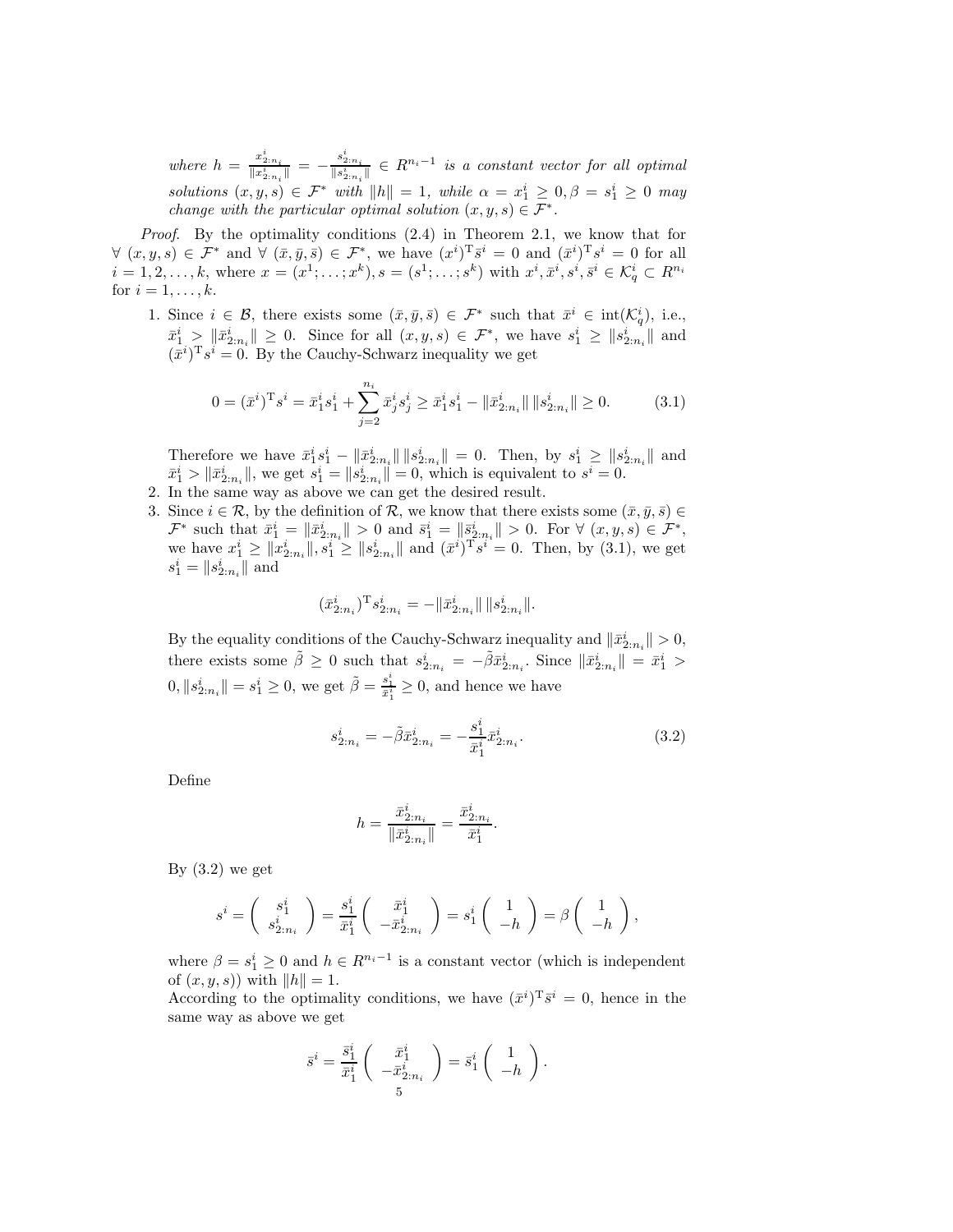*where* $h = \frac{x^i_{2:n_i}}{\|x^i_{2:n_i}\|} = -\frac{s^i_{2:n_i}}{\|s^i_{2:n_i}\|} \in R^{n_i-1}$ *is a constant vector for all optimal solutions* $(x,y,s) \in \mathcal{F}^*$ *with* $\|h\| = 1$*, while* $\alpha = x^i_1 \geq 0, \beta = s^i_1 \geq 0$ *may change with the particular optimal solution* $(x,y,s) \in \mathcal{F}^*$*.*

*Proof.* By the optimality conditions (2.4) in Theorem 2.1, we know that for $\forall\ (x,y,s) \in \mathcal{F}^*$ and $\forall\ (\bar{x},\bar{y},\bar{s}) \in \mathcal{F}^*$, we have $(x^i)^{\mathrm{T}}\bar{s}^i = 0$ and $(\bar{x}^i)^{\mathrm{T}}s^i = 0$ for all $i = 1,2,\ldots,k$, where $x = (x^1;\ldots;x^k), s = (s^1;\ldots;s^k)$ with $x^i, \bar{x}^i, s^i, \bar{s}^i \in \mathcal{K}^i_q \subset R^{n_i}$ for $i = 1,\ldots,k$.

1. Since $i \in \mathcal{B}$, there exists some $(\bar{x},\bar{y},\bar{s}) \in \mathcal{F}^*$ such that $\bar{x}^i \in \mathrm{int}(\mathcal{K}^i_q)$, i.e., $\bar{x}^i_1 > \|\bar{x}^i_{2:n_i}\| \geq 0$. Since for all $(x,y,s) \in \mathcal{F}^*$, we have $s^i_1 \geq \|s^i_{2:n_i}\|$ and $(\bar{x}^i)^{\mathrm{T}}s^i = 0$. By the Cauchy-Schwarz inequality we get

$$0 = (\bar{x}^i)^{\mathrm{T}}s^i = \bar{x}^i_1 s^i_1 + \sum_{j=2}^{n_i} \bar{x}^i_j s^i_j \geq \bar{x}^i_1 s^i_1 - \|\bar{x}^i_{2:n_i}\|\,\|s^i_{2:n_i}\| \geq 0. \tag{3.1}$$

   Therefore we have $\bar{x}^i_1 s^i_1 - \|\bar{x}^i_{2:n_i}\|\,\|s^i_{2:n_i}\| = 0$. Then, by $s^i_1 \geq \|s^i_{2:n_i}\|$ and $\bar{x}^i_1 > \|\bar{x}^i_{2:n_i}\|$, we get $s^i_1 = \|s^i_{2:n_i}\| = 0$, which is equivalent to $s^i = 0$.
2. In the same way as above we can get the desired result.
3. Since $i \in \mathcal{R}$, by the definition of $\mathcal{R}$, we know that there exists some $(\bar{x},\bar{y},\bar{s}) \in \mathcal{F}^*$ such that $\bar{x}^i_1 = \|\bar{x}^i_{2:n_i}\| > 0$ and $\bar{s}^i_1 = \|\bar{s}^i_{2:n_i}\| > 0$. For $\forall\ (x,y,s) \in \mathcal{F}^*$, we have $x^i_1 \geq \|x^i_{2:n_i}\|, s^i_1 \geq \|s^i_{2:n_i}\|$ and $(\bar{x}^i)^{\mathrm{T}}s^i = 0$. Then, by (3.1), we get $s^i_1 = \|s^i_{2:n_i}\|$ and

$$(\bar{x}^i_{2:n_i})^{\mathrm{T}}s^i_{2:n_i} = -\|\bar{x}^i_{2:n_i}\|\,\|s^i_{2:n_i}\|.$$

   By the equality conditions of the Cauchy-Schwarz inequality and $\|\bar{x}^i_{2:n_i}\| > 0$, there exists some $\tilde{\beta} \geq 0$ such that $s^i_{2:n_i} = -\tilde{\beta}\bar{x}^i_{2:n_i}$. Since $\|\bar{x}^i_{2:n_i}\| = \bar{x}^i_1 > 0, \|s^i_{2:n_i}\| = s^i_1 \geq 0$, we get $\tilde{\beta} = \frac{s^i_1}{\bar{x}^i_1} \geq 0$, and hence we have

$$s^i_{2:n_i} = -\tilde{\beta}\bar{x}^i_{2:n_i} = -\frac{s^i_1}{\bar{x}^i_1}\bar{x}^i_{2:n_i}. \tag{3.2}$$

   Define

$$h = \frac{\bar{x}^i_{2:n_i}}{\|\bar{x}^i_{2:n_i}\|} = \frac{\bar{x}^i_{2:n_i}}{\bar{x}^i_1}.$$

   By (3.2) we get

$$s^i = \begin{pmatrix} s^i_1 \\ s^i_{2:n_i} \end{pmatrix} = \frac{s^i_1}{\bar{x}^i_1}\begin{pmatrix} \bar{x}^i_1 \\ -\bar{x}^i_{2:n_i} \end{pmatrix} = s^i_1 \begin{pmatrix} 1 \\ -h \end{pmatrix} = \beta \begin{pmatrix} 1 \\ -h \end{pmatrix},$$

   where $\beta = s^i_1 \geq 0$ and $h \in R^{n_i-1}$ is a constant vector (which is independent of $(x,y,s)$) with $\|h\| = 1$.
   According to the optimality conditions, we have $(\bar{x}^i)^{\mathrm{T}}\bar{s}^i = 0$, hence in the same way as above we get

$$\bar{s}^i = \frac{\bar{s}^i_1}{\bar{x}^i_1}\begin{pmatrix} \bar{x}^i_1 \\ -\bar{x}^i_{2:n_i} \end{pmatrix} = \bar{s}^i_1 \begin{pmatrix} 1 \\ -h \end{pmatrix}.$$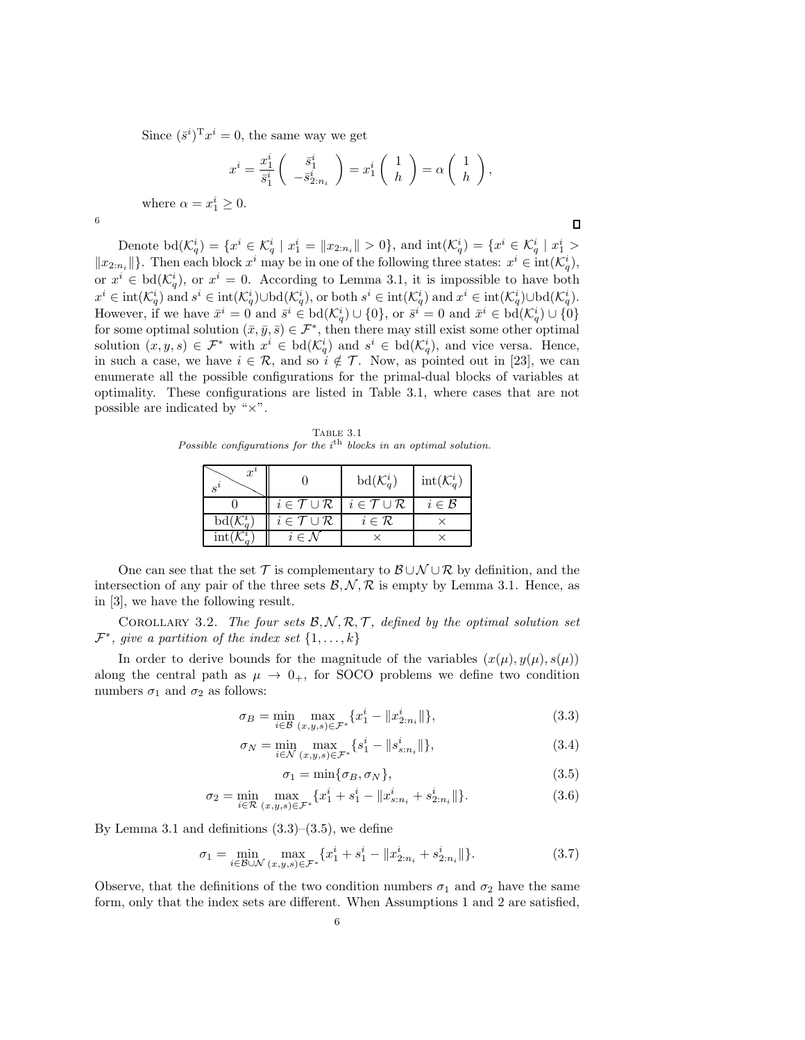Since $(\bar{s}^i)^{\mathrm{T}} x^i = 0$, the same way we get

$$x^i = \frac{x_1^i}{\bar{s}_1^i} \begin{pmatrix} \bar{s}_1^i \\ -\bar{s}_{2:n_i}^i \end{pmatrix} = x_1^i \begin{pmatrix} 1 \\ h \end{pmatrix} = \alpha \begin{pmatrix} 1 \\ h \end{pmatrix},$$

where $\alpha = x_1^i \geq 0$.

∎

Denote $\mathrm{bd}(\mathcal{K}_q^i) = \{x^i \in \mathcal{K}_q^i \mid x_1^i = \|x_{2:n_i}\| > 0\}$, and $\mathrm{int}(\mathcal{K}_q^i) = \{x^i \in \mathcal{K}_q^i \mid x_1^i > \|x_{2:n_i}\|\}$. Then each block $x^i$ may be in one of the following three states: $x^i \in \mathrm{int}(\mathcal{K}_q^i)$, or $x^i \in \mathrm{bd}(\mathcal{K}_q^i)$, or $x^i = 0$. According to Lemma 3.1, it is impossible to have both $x^i \in \mathrm{int}(\mathcal{K}_q^i)$ and $s^i \in \mathrm{int}(\mathcal{K}_q^i) \cup \mathrm{bd}(\mathcal{K}_q^i)$, or both $s^i \in \mathrm{int}(\mathcal{K}_q^i)$ and $x^i \in \mathrm{int}(\mathcal{K}_q^i) \cup \mathrm{bd}(\mathcal{K}_q^i)$. However, if we have $\bar{x}^i = 0$ and $\bar{s}^i \in \mathrm{bd}(\mathcal{K}_q^i) \cup \{0\}$, or $\bar{s}^i = 0$ and $\bar{x}^i \in \mathrm{bd}(\mathcal{K}_q^i) \cup \{0\}$ for some optimal solution $(\bar{x}, \bar{y}, \bar{s}) \in \mathcal{F}^*$, then there may still exist some other optimal solution $(x, y, s) \in \mathcal{F}^*$ with $x^i \in \mathrm{bd}(\mathcal{K}_q^i)$ and $s^i \in \mathrm{bd}(\mathcal{K}_q^i)$, and vice versa. Hence, in such a case, we have $i \in \mathcal{R}$, and so $i \notin \mathcal{T}$. Now, as pointed out in [23], we can enumerate all the possible configurations for the primal-dual blocks of variables at optimality. These configurations are listed in Table 3.1, where cases that are not possible are indicated by "$\times$".

Table 3.1
*Possible configurations for the $i^{\mathrm{th}}$ blocks in an optimal solution.*

| $s^i$ \ $x^i$ | $0$ | $\mathrm{bd}(\mathcal{K}_q^i)$ | $\mathrm{int}(\mathcal{K}_q^i)$ |
|---|---|---|---|
| $0$ | $i \in \mathcal{T} \cup \mathcal{R}$ | $i \in \mathcal{T} \cup \mathcal{R}$ | $i \in \mathcal{B}$ |
| $\mathrm{bd}(\mathcal{K}_q^i)$ | $i \in \mathcal{T} \cup \mathcal{R}$ | $i \in \mathcal{R}$ | $\times$ |
| $\mathrm{int}(\mathcal{K}_q^i)$ | $i \in \mathcal{N}$ | $\times$ | $\times$ |

One can see that the set $\mathcal{T}$ is complementary to $\mathcal{B} \cup \mathcal{N} \cup \mathcal{R}$ by definition, and the intersection of any pair of the three sets $\mathcal{B}, \mathcal{N}, \mathcal{R}$ is empty by Lemma 3.1. Hence, as in [3], we have the following result.

Corollary 3.2. *The four sets $\mathcal{B}, \mathcal{N}, \mathcal{R}, \mathcal{T}$, defined by the optimal solution set $\mathcal{F}^*$, give a partition of the index set $\{1, \ldots, k\}$*

In order to derive bounds for the magnitude of the variables $(x(\mu), y(\mu), s(\mu))$ along the central path as $\mu \to 0_+$, for SOCO problems we define two condition numbers $\sigma_1$ and $\sigma_2$ as follows:

$$\sigma_B = \min_{i \in \mathcal{B}} \max_{(x,y,s) \in \mathcal{F}^*} \{x_1^i - \|x_{2:n_i}^i\|\}, \tag{3.3}$$

$$\sigma_N = \min_{i \in \mathcal{N}} \max_{(x,y,s) \in \mathcal{F}^*} \{s_1^i - \|s_{s:n_i}^i\|\}, \tag{3.4}$$

$$\sigma_1 = \min\{\sigma_B, \sigma_N\}, \tag{3.5}$$

$$\sigma_2 = \min_{i \in \mathcal{R}} \max_{(x,y,s) \in \mathcal{F}^*} \{x_1^i + s_1^i - \|x_{s:n_i}^i + s_{2:n_i}^i\|\}. \tag{3.6}$$

By Lemma 3.1 and definitions (3.3)–(3.5), we define

$$\sigma_1 = \min_{i \in \mathcal{B} \cup \mathcal{N}} \max_{(x,y,s) \in \mathcal{F}^*} \{x_1^i + s_1^i - \|x_{2:n_i}^i + s_{2:n_i}^i\|\}. \tag{3.7}$$

Observe, that the definitions of the two condition numbers $\sigma_1$ and $\sigma_2$ have the same form, only that the index sets are different. When Assumptions 1 and 2 are satisfied,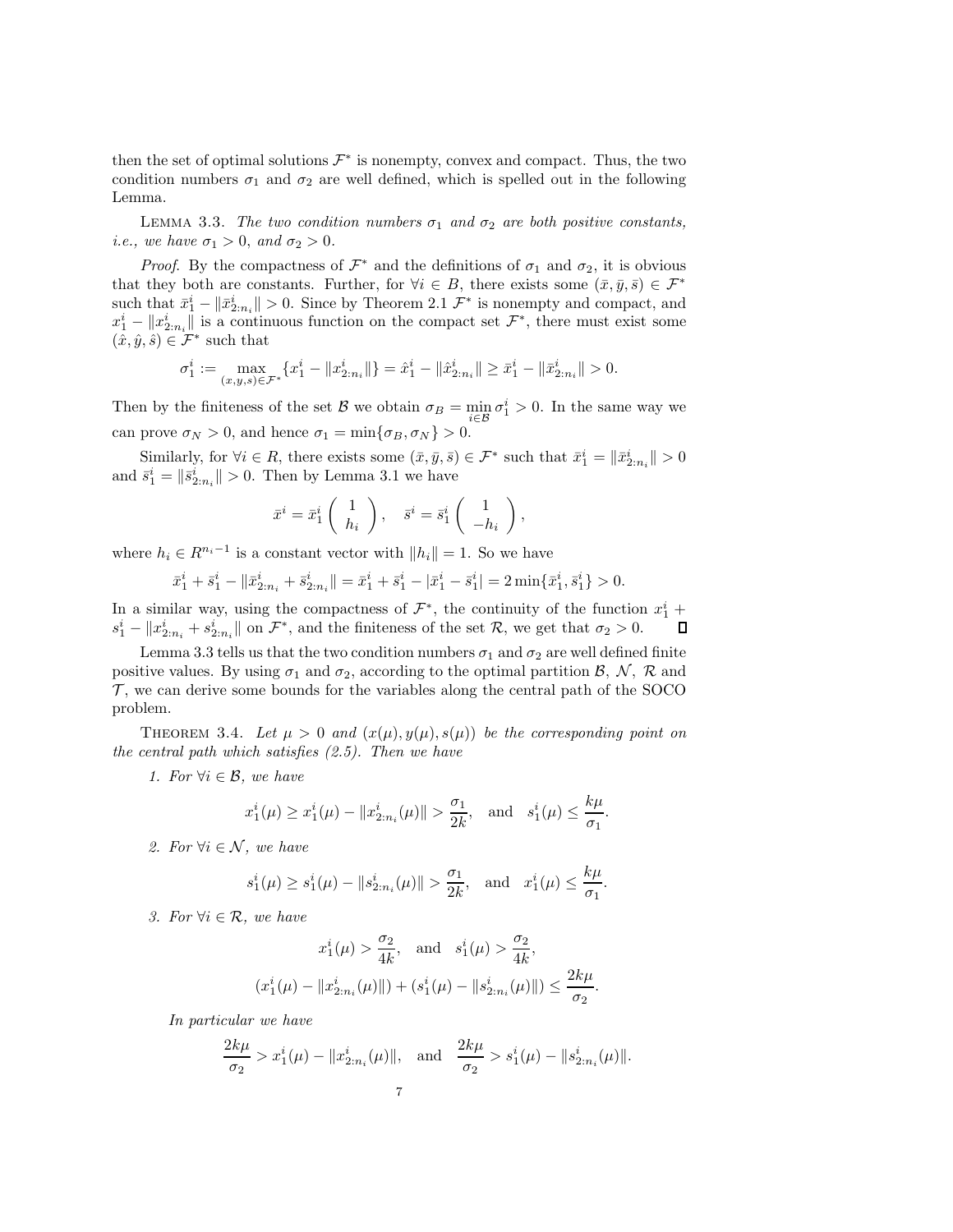then the set of optimal solutions $\mathcal{F}^*$ is nonempty, convex and compact. Thus, the two condition numbers $\sigma_1$ and $\sigma_2$ are well defined, which is spelled out in the following Lemma.

LEMMA 3.3. *The two condition numbers $\sigma_1$ and $\sigma_2$ are both positive constants, i.e., we have $\sigma_1 > 0$, and $\sigma_2 > 0$.*

*Proof.* By the compactness of $\mathcal{F}^*$ and the definitions of $\sigma_1$ and $\sigma_2$, it is obvious that they both are constants. Further, for $\forall i \in B$, there exists some $(\bar{x}, \bar{y}, \bar{s}) \in \mathcal{F}^*$ such that $\bar{x}_1^i - \|\bar{x}_{2:n_i}^i\| > 0$. Since by Theorem 2.1 $\mathcal{F}^*$ is nonempty and compact, and $x_1^i - \|x_{2:n_i}^i\|$ is a continuous function on the compact set $\mathcal{F}^*$, there must exist some $(\hat{x}, \hat{y}, \hat{s}) \in \mathcal{F}^*$ such that

$$\sigma_1^i := \max_{(x,y,s)\in\mathcal{F}^*}\{x_1^i - \|x_{2:n_i}^i\|\} = \hat{x}_1^i - \|\hat{x}_{2:n_i}^i\| \geq \bar{x}_1^i - \|\bar{x}_{2:n_i}^i\| > 0.$$

Then by the finiteness of the set $\mathcal{B}$ we obtain $\sigma_B = \min_{i\in\mathcal{B}} \sigma_1^i > 0$. In the same way we can prove $\sigma_N > 0$, and hence $\sigma_1 = \min\{\sigma_B, \sigma_N\} > 0$.

Similarly, for $\forall i \in R$, there exists some $(\bar{x}, \bar{y}, \bar{s}) \in \mathcal{F}^*$ such that $\bar{x}_1^i = \|\bar{x}_{2:n_i}^i\| > 0$ and $\bar{s}_1^i = \|\bar{s}_{2:n_i}^i\| > 0$. Then by Lemma 3.1 we have

$$\bar{x}^i = \bar{x}_1^i \begin{pmatrix} 1 \\ h_i \end{pmatrix}, \quad \bar{s}^i = \bar{s}_1^i \begin{pmatrix} 1 \\ -h_i \end{pmatrix},$$

where $h_i \in R^{n_i-1}$ is a constant vector with $\|h_i\| = 1$. So we have

$$\bar{x}_1^i + \bar{s}_1^i - \|\bar{x}_{2:n_i}^i + \bar{s}_{2:n_i}^i\| = \bar{x}_1^i + \bar{s}_1^i - |\bar{x}_1^i - \bar{s}_1^i| = 2\min\{\bar{x}_1^i, \bar{s}_1^i\} > 0.$$

In a similar way, using the compactness of $\mathcal{F}^*$, the continuity of the function $x_1^i + s_1^i - \|x_{2:n_i}^i + s_{2:n_i}^i\|$ on $\mathcal{F}^*$, and the finiteness of the set $\mathcal{R}$, we get that $\sigma_2 > 0$. $\square$

Lemma 3.3 tells us that the two condition numbers $\sigma_1$ and $\sigma_2$ are well defined finite positive values. By using $\sigma_1$ and $\sigma_2$, according to the optimal partition $\mathcal{B}$, $\mathcal{N}$, $\mathcal{R}$ and $\mathcal{T}$, we can derive some bounds for the variables along the central path of the SOCO problem.

THEOREM 3.4. *Let $\mu > 0$ and $(x(\mu), y(\mu), s(\mu))$ be the corresponding point on the central path which satisfies (2.5). Then we have*

1. *For $\forall i \in \mathcal{B}$, we have*

$$x_1^i(\mu) \geq x_1^i(\mu) - \|x_{2:n_i}^i(\mu)\| > \frac{\sigma_1}{2k}, \quad \text{and} \quad s_1^i(\mu) \leq \frac{k\mu}{\sigma_1}.$$

2. *For $\forall i \in \mathcal{N}$, we have*

$$s_1^i(\mu) \geq s_1^i(\mu) - \|s_{2:n_i}^i(\mu)\| > \frac{\sigma_1}{2k}, \quad \text{and} \quad x_1^i(\mu) \leq \frac{k\mu}{\sigma_1}.$$

3. *For $\forall i \in \mathcal{R}$, we have*

$$x_1^i(\mu) > \frac{\sigma_2}{4k}, \quad \text{and} \quad s_1^i(\mu) > \frac{\sigma_2}{4k},$$

$$(x_1^i(\mu) - \|x_{2:n_i}^i(\mu)\|) + (s_1^i(\mu) - \|s_{2:n_i}^i(\mu)\|) \leq \frac{2k\mu}{\sigma_2}.$$

*In particular we have*

$$\frac{2k\mu}{\sigma_2} > x_1^i(\mu) - \|x_{2:n_i}^i(\mu)\|, \quad \text{and} \quad \frac{2k\mu}{\sigma_2} > s_1^i(\mu) - \|s_{2:n_i}^i(\mu)\|.$$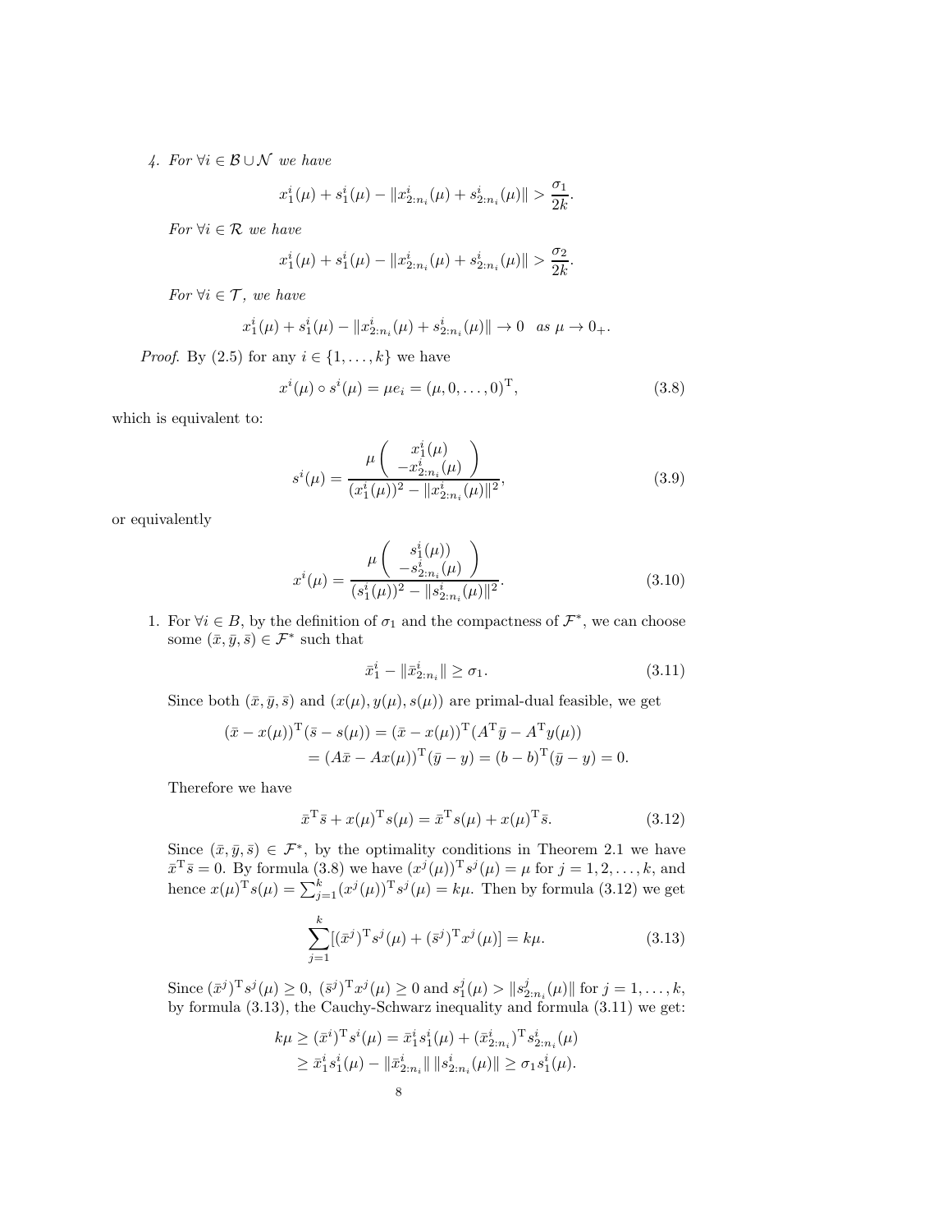*4. For $\forall i \in \mathcal{B} \cup \mathcal{N}$ we have*

$$x_1^i(\mu) + s_1^i(\mu) - \|x_{2:n_i}^i(\mu) + s_{2:n_i}^i(\mu)\| > \frac{\sigma_1}{2k}.$$

*For $\forall i \in \mathcal{R}$ we have*

$$x_1^i(\mu) + s_1^i(\mu) - \|x_{2:n_i}^i(\mu) + s_{2:n_i}^i(\mu)\| > \frac{\sigma_2}{2k}.$$

*For $\forall i \in \mathcal{T}$, we have*

$$x_1^i(\mu) + s_1^i(\mu) - \|x_{2:n_i}^i(\mu) + s_{2:n_i}^i(\mu)\| \to 0 \quad \textit{as } \mu \to 0_+.$$

*Proof.* By (2.5) for any $i \in \{1, \ldots, k\}$ we have

$$x^i(\mu) \circ s^i(\mu) = \mu e_i = (\mu, 0, \ldots, 0)^{\mathrm{T}}, \tag{3.8}$$

which is equivalent to:

$$s^i(\mu) = \frac{\mu \begin{pmatrix} x_1^i(\mu) \\ -x_{2:n_i}^i(\mu) \end{pmatrix}}{(x_1^i(\mu))^2 - \|x_{2:n_i}^i(\mu)\|^2}, \tag{3.9}$$

or equivalently

$$x^i(\mu) = \frac{\mu \begin{pmatrix} s_1^i(\mu)) \\ -s_{2:n_i}^i(\mu) \end{pmatrix}}{(s_1^i(\mu))^2 - \|s_{2:n_i}^i(\mu)\|^2}. \tag{3.10}$$

1. For $\forall i \in B$, by the definition of $\sigma_1$ and the compactness of $\mathcal{F}^*$, we can choose some $(\bar{x}, \bar{y}, \bar{s}) \in \mathcal{F}^*$ such that

$$\bar{x}_1^i - \|\bar{x}_{2:n_i}^i\| \geq \sigma_1. \tag{3.11}$$

Since both $(\bar{x}, \bar{y}, \bar{s})$ and $(x(\mu), y(\mu), s(\mu))$ are primal-dual feasible, we get

$$\begin{aligned}(\bar{x} - x(\mu))^{\mathrm{T}}(\bar{s} - s(\mu)) &= (\bar{x} - x(\mu))^{\mathrm{T}}(A^{\mathrm{T}}\bar{y} - A^{\mathrm{T}}y(\mu)) \\ &= (A\bar{x} - Ax(\mu))^{\mathrm{T}}(\bar{y} - y) = (b - b)^{\mathrm{T}}(\bar{y} - y) = 0.\end{aligned}$$

Therefore we have

$$\bar{x}^{\mathrm{T}}\bar{s} + x(\mu)^{\mathrm{T}}s(\mu) = \bar{x}^{\mathrm{T}}s(\mu) + x(\mu)^{\mathrm{T}}\bar{s}. \tag{3.12}$$

Since $(\bar{x}, \bar{y}, \bar{s}) \in \mathcal{F}^*$, by the optimality conditions in Theorem 2.1 we have $\bar{x}^{\mathrm{T}}\bar{s} = 0$. By formula (3.8) we have $(x^j(\mu))^{\mathrm{T}}s^j(\mu) = \mu$ for $j = 1, 2, \ldots, k$, and hence $x(\mu)^{\mathrm{T}}s(\mu) = \sum_{j=1}^k (x^j(\mu))^{\mathrm{T}}s^j(\mu) = k\mu$. Then by formula (3.12) we get

$$\sum_{j=1}^k [(\bar{x}^j)^{\mathrm{T}}s^j(\mu) + (\bar{s}^j)^{\mathrm{T}}x^j(\mu)] = k\mu. \tag{3.13}$$

Since $(\bar{x}^j)^{\mathrm{T}}s^j(\mu) \geq 0$, $(\bar{s}^j)^{\mathrm{T}}x^j(\mu) \geq 0$ and $s_1^j(\mu) > \|s_{2:n_i}^j(\mu)\|$ for $j = 1, \ldots, k$, by formula (3.13), the Cauchy-Schwarz inequality and formula (3.11) we get:

$$\begin{aligned}k\mu &\geq (\bar{x}^i)^{\mathrm{T}}s^i(\mu) = \bar{x}_1^i s_1^i(\mu) + (\bar{x}_{2:n_i}^i)^{\mathrm{T}}s_{2:n_i}^i(\mu) \\ &\geq \bar{x}_1^i s_1^i(\mu) - \|\bar{x}_{2:n_i}^i\| \, \|s_{2:n_i}^i(\mu)\| \geq \sigma_1 s_1^i(\mu).\end{aligned}$$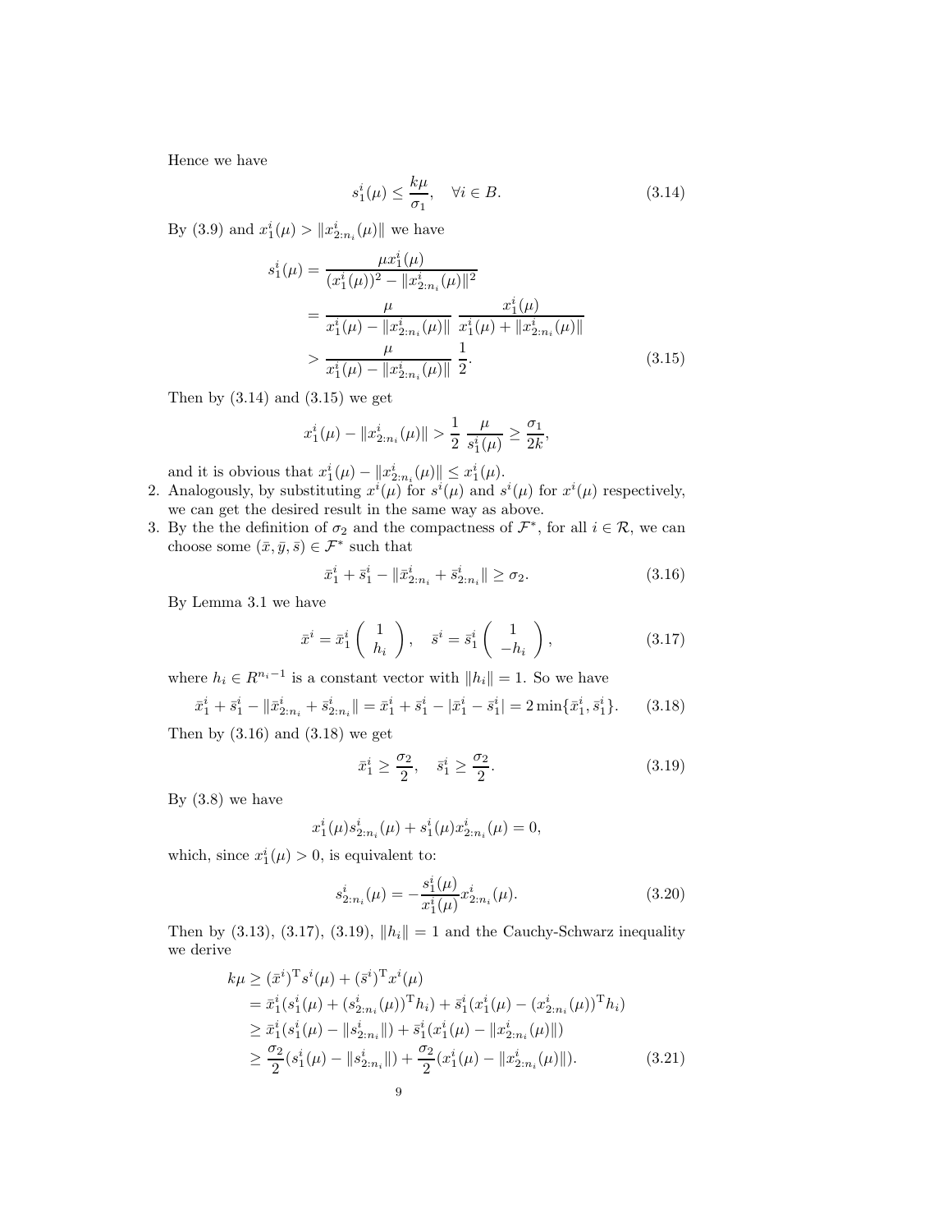Hence we have

$$s_1^i(\mu) \le \frac{k\mu}{\sigma_1}, \quad \forall i \in B. \tag{3.14}$$

By (3.9) and $x_1^i(\mu) > \|x_{2:n_i}^i(\mu)\|$ we have

$$\begin{aligned}
s_1^i(\mu) &= \frac{\mu x_1^i(\mu)}{(x_1^i(\mu))^2 - \|x_{2:n_i}^i(\mu)\|^2} \\
&= \frac{\mu}{x_1^i(\mu) - \|x_{2:n_i}^i(\mu)\|} \; \frac{x_1^i(\mu)}{x_1^i(\mu) + \|x_{2:n_i}^i(\mu)\|} \\
&> \frac{\mu}{x_1^i(\mu) - \|x_{2:n_i}^i(\mu)\|} \; \frac{1}{2}.
\end{aligned} \tag{3.15}$$

Then by (3.14) and (3.15) we get

$$x_1^i(\mu) - \|x_{2:n_i}^i(\mu)\| > \frac{1}{2} \; \frac{\mu}{s_1^i(\mu)} \ge \frac{\sigma_1}{2k},$$

and it is obvious that $x_1^i(\mu) - \|x_{2:n_i}^i(\mu)\| \le x_1^i(\mu)$.

2. Analogously, by substituting $x^i(\mu)$ for $s^i(\mu)$ and $s^i(\mu)$ for $x^i(\mu)$ respectively, we can get the desired result in the same way as above.
3. By the the definition of $\sigma_2$ and the compactness of $\mathcal{F}^*$, for all $i \in \mathcal{R}$, we can choose some $(\bar{x}, \bar{y}, \bar{s}) \in \mathcal{F}^*$ such that

$$\bar{x}_1^i + \bar{s}_1^i - \|\bar{x}_{2:n_i}^i + \bar{s}_{2:n_i}^i\| \ge \sigma_2. \tag{3.16}$$

By Lemma 3.1 we have

$$\bar{x}^i = \bar{x}_1^i \begin{pmatrix} 1 \\ h_i \end{pmatrix}, \quad \bar{s}^i = \bar{s}_1^i \begin{pmatrix} 1 \\ -h_i \end{pmatrix}, \tag{3.17}$$

where $h_i \in R^{n_i - 1}$ is a constant vector with $\|h_i\| = 1$. So we have

$$\bar{x}_1^i + \bar{s}_1^i - \|\bar{x}_{2:n_i}^i + \bar{s}_{2:n_i}^i\| = \bar{x}_1^i + \bar{s}_1^i - |\bar{x}_1^i - \bar{s}_1^i| = 2\min\{\bar{x}_1^i, \bar{s}_1^i\}. \tag{3.18}$$

Then by (3.16) and (3.18) we get

$$\bar{x}_1^i \ge \frac{\sigma_2}{2}, \quad \bar{s}_1^i \ge \frac{\sigma_2}{2}. \tag{3.19}$$

By (3.8) we have

$$x_1^i(\mu) s_{2:n_i}^i(\mu) + s_1^i(\mu) x_{2:n_i}^i(\mu) = 0,$$

which, since $x_1^i(\mu) > 0$, is equivalent to:

$$s_{2:n_i}^i(\mu) = -\frac{s_1^i(\mu)}{x_1^i(\mu)} x_{2:n_i}^i(\mu). \tag{3.20}$$

Then by (3.13), (3.17), (3.19), $\|h_i\| = 1$ and the Cauchy-Schwarz inequality we derive

$$\begin{aligned}
k\mu &\ge (\bar{x}^i)^{\mathrm{T}} s^i(\mu) + (\bar{s}^i)^{\mathrm{T}} x^i(\mu) \\
&= \bar{x}_1^i (s_1^i(\mu) + (s_{2:n_i}^i(\mu))^{\mathrm{T}} h_i) + \bar{s}_1^i (x_1^i(\mu) - (x_{2:n_i}^i(\mu))^{\mathrm{T}} h_i) \\
&\ge \bar{x}_1^i (s_1^i(\mu) - \|s_{2:n_i}^i\|) + \bar{s}_1^i (x_1^i(\mu) - \|x_{2:n_i}^i(\mu)\|) \\
&\ge \frac{\sigma_2}{2} (s_1^i(\mu) - \|s_{2:n_i}^i\|) + \frac{\sigma_2}{2} (x_1^i(\mu) - \|x_{2:n_i}^i(\mu)\|).
\end{aligned} \tag{3.21}$$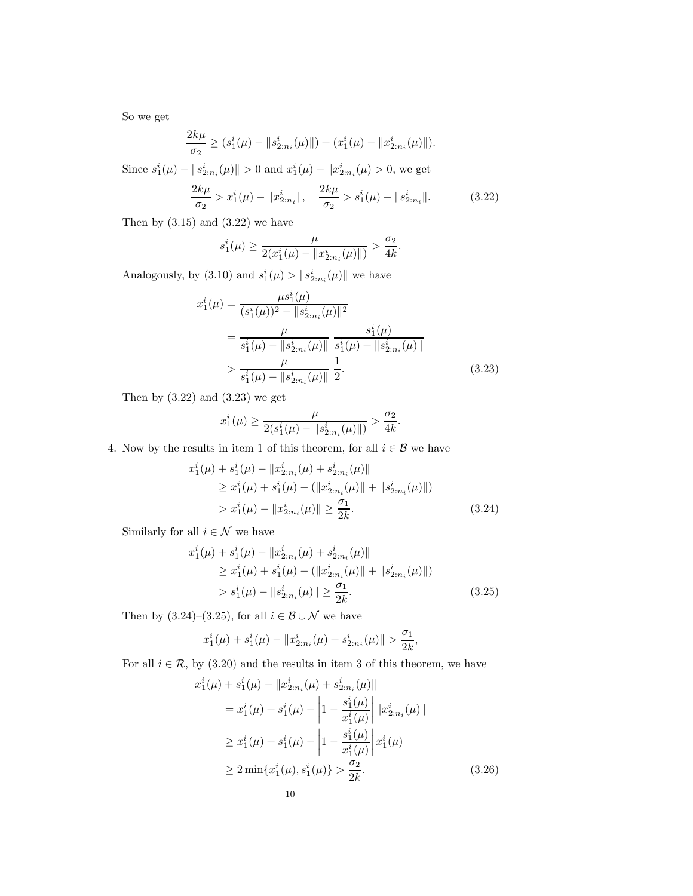So we get

$$\frac{2k\mu}{\sigma_2} \geq (s_1^i(\mu) - \|s_{2:n_i}^i(\mu)\|) + (x_1^i(\mu) - \|x_{2:n_i}^i(\mu)\|).$$

Since $s_1^i(\mu) - \|s_{2:n_i}^i(\mu)\| > 0$ and $x_1^i(\mu) - \|x_{2:n_i}^i(\mu) > 0$, we get

$$\frac{2k\mu}{\sigma_2} > x_1^i(\mu) - \|x_{2:n_i}^i\|, \quad \frac{2k\mu}{\sigma_2} > s_1^i(\mu) - \|s_{2:n_i}^i\|. \tag{3.22}$$

Then by (3.15) and (3.22) we have

$$s_1^i(\mu) \geq \frac{\mu}{2(x_1^i(\mu) - \|x_{2:n_i}^i(\mu)\|)} > \frac{\sigma_2}{4k}.$$

Analogously, by (3.10) and $s_1^i(\mu) > \|s_{2:n_i}^i(\mu)\|$ we have

$$\begin{aligned}
x_1^i(\mu) &= \frac{\mu s_1^i(\mu)}{(s_1^i(\mu))^2 - \|s_{2:n_i}^i(\mu)\|^2} \\
&= \frac{\mu}{s_1^i(\mu) - \|s_{2:n_i}^i(\mu)\|} \frac{s_1^i(\mu)}{s_1^i(\mu) + \|s_{2:n_i}^i(\mu)\|} \\
&> \frac{\mu}{s_1^i(\mu) - \|s_{2:n_i}^i(\mu)\|} \frac{1}{2}.
\end{aligned} \tag{3.23}$$

Then by (3.22) and (3.23) we get

$$x_1^i(\mu) \geq \frac{\mu}{2(s_1^i(\mu) - \|s_{2:n_i}^i(\mu)\|)} > \frac{\sigma_2}{4k}.$$

4. Now by the results in item 1 of this theorem, for all $i \in \mathcal{B}$ we have

$$\begin{aligned}
&x_1^i(\mu) + s_1^i(\mu) - \|x_{2:n_i}^i(\mu) + s_{2:n_i}^i(\mu)\| \\
&\quad \geq x_1^i(\mu) + s_1^i(\mu) - (\|x_{2:n_i}^i(\mu)\| + \|s_{2:n_i}^i(\mu)\|) \\
&\quad > x_1^i(\mu) - \|x_{2:n_i}^i(\mu)\| \geq \frac{\sigma_1}{2k}.
\end{aligned} \tag{3.24}$$

Similarly for all $i \in \mathcal{N}$ we have

$$\begin{aligned}
&x_1^i(\mu) + s_1^i(\mu) - \|x_{2:n_i}^i(\mu) + s_{2:n_i}^i(\mu)\| \\
&\quad \geq x_1^i(\mu) + s_1^i(\mu) - (\|x_{2:n_i}^i(\mu)\| + \|s_{2:n_i}^i(\mu)\|) \\
&\quad > s_1^i(\mu) - \|s_{2:n_i}^i(\mu)\| \geq \frac{\sigma_1}{2k}.
\end{aligned} \tag{3.25}$$

Then by (3.24)–(3.25), for all $i \in \mathcal{B} \cup \mathcal{N}$ we have

$$x_1^i(\mu) + s_1^i(\mu) - \|x_{2:n_i}^i(\mu) + s_{2:n_i}^i(\mu)\| > \frac{\sigma_1}{2k},$$

For all $i \in \mathcal{R}$, by (3.20) and the results in item 3 of this theorem, we have

$$\begin{aligned}
&x_1^i(\mu) + s_1^i(\mu) - \|x_{2:n_i}^i(\mu) + s_{2:n_i}^i(\mu)\| \\
&\quad = x_1^i(\mu) + s_1^i(\mu) - \left|1 - \frac{s_1^i(\mu)}{x_1^i(\mu)}\right| \|x_{2:n_i}^i(\mu)\| \\
&\quad \geq x_1^i(\mu) + s_1^i(\mu) - \left|1 - \frac{s_1^i(\mu)}{x_1^i(\mu)}\right| x_1^i(\mu) \\
&\quad \geq 2\min\{x_1^i(\mu), s_1^i(\mu)\} > \frac{\sigma_2}{2k}.
\end{aligned} \tag{3.26}$$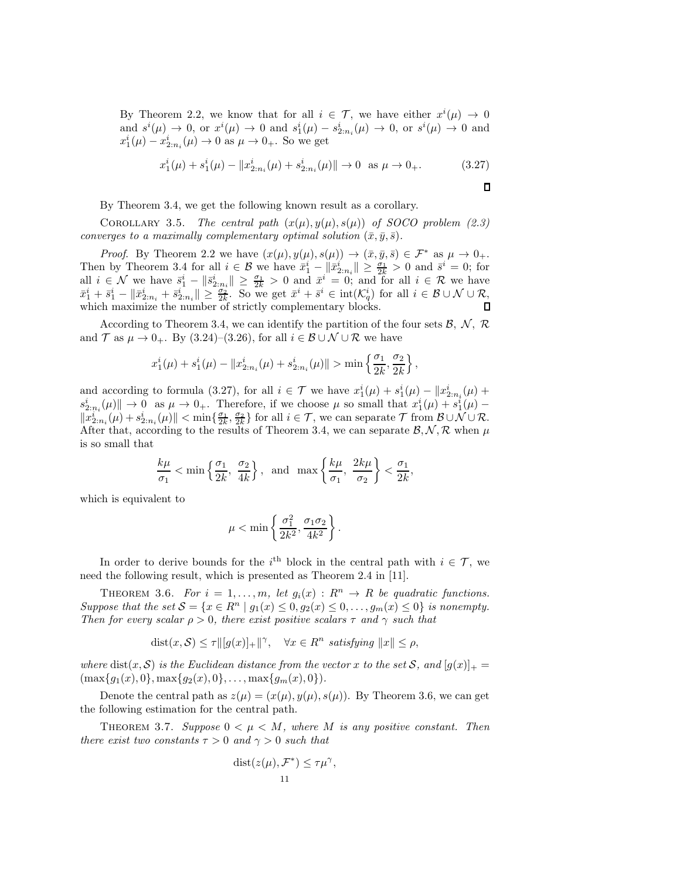By Theorem 2.2, we know that for all $i \in \mathcal{T}$, we have either $x^i(\mu) \to 0$ and $s^i(\mu) \to 0$, or $x^i(\mu) \to 0$ and $s_1^i(\mu) - s_{2:n_i}^i(\mu) \to 0$, or $s^i(\mu) \to 0$ and $x_1^i(\mu) - x_{2:n_i}^i(\mu) \to 0$ as $\mu \to 0_+$. So we get

$$x_1^i(\mu) + s_1^i(\mu) - \|x_{2:n_i}^i(\mu) + s_{2:n_i}^i(\mu)\| \to 0 \quad \text{as } \mu \to 0_+. \tag{3.27}$$

$\square$

By Theorem 3.4, we get the following known result as a corollary.

Corollary 3.5. *The central path $(x(\mu), y(\mu), s(\mu))$ of SOCO problem (2.3) converges to a maximally complementary optimal solution $(\bar{x}, \bar{y}, \bar{s})$.*

*Proof.* By Theorem 2.2 we have $(x(\mu), y(\mu), s(\mu)) \to (\bar{x}, \bar{y}, \bar{s}) \in \mathcal{F}^*$ as $\mu \to 0_+$. Then by Theorem 3.4 for all $i \in \mathcal{B}$ we have $\bar{x}_1^i - \|\bar{x}_{2:n_i}^i\| \geq \frac{\sigma_1}{2k} > 0$ and $\bar{s}^i = 0$; for all $i \in \mathcal{N}$ we have $\bar{s}_1^i - \|\bar{s}_{2:n_i}^i\| \geq \frac{\sigma_1}{2k} > 0$ and $\bar{x}^i = 0$; and for all $i \in \mathcal{R}$ we have $\bar{x}_1^i + \bar{s}_1^i - \|\bar{x}_{2:n_i}^i + \bar{s}_{2:n_i}^i\| \geq \frac{\sigma_2}{2k}$. So we get $\bar{x}^i + \bar{s}^i \in \text{int}(\mathcal{K}_q^i)$ for all $i \in \mathcal{B} \cup \mathcal{N} \cup \mathcal{R}$, which maximize the number of strictly complementary blocks. $\square$

According to Theorem 3.4, we can identify the partition of the four sets $\mathcal{B}$, $\mathcal{N}$, $\mathcal{R}$ and $\mathcal{T}$ as $\mu \to 0_+$. By (3.24)–(3.26), for all $i \in \mathcal{B} \cup \mathcal{N} \cup \mathcal{R}$ we have

$$x_1^i(\mu) + s_1^i(\mu) - \|x_{2:n_i}^i(\mu) + s_{2:n_i}^i(\mu)\| > \min\left\{\frac{\sigma_1}{2k}, \frac{\sigma_2}{2k}\right\},$$

and according to formula (3.27), for all $i \in \mathcal{T}$ we have $x_1^i(\mu) + s_1^i(\mu) - \|x_{2:n_i}^i(\mu) + s_{2:n_i}^i(\mu)\| \to 0$ as $\mu \to 0_+$. Therefore, if we choose $\mu$ so small that $x_1^i(\mu) + s_1^i(\mu) - \|x_{2:n_i}^i(\mu) + s_{2:n_i}^i(\mu)\| < \min\{\frac{\sigma_1}{2k}, \frac{\sigma_2}{2k}\}$ for all $i \in \mathcal{T}$, we can separate $\mathcal{T}$ from $\mathcal{B} \cup \mathcal{N} \cup \mathcal{R}$. After that, according to the results of Theorem 3.4, we can separate $\mathcal{B}, \mathcal{N}, \mathcal{R}$ when $\mu$ is so small that

$$\frac{k\mu}{\sigma_1} < \min\left\{\frac{\sigma_1}{2k},\ \frac{\sigma_2}{4k}\right\}, \quad \text{and} \quad \max\left\{\frac{k\mu}{\sigma_1},\ \frac{2k\mu}{\sigma_2}\right\} < \frac{\sigma_1}{2k},$$

which is equivalent to

$$\mu < \min\left\{\frac{\sigma_1^2}{2k^2}, \frac{\sigma_1\sigma_2}{4k^2}\right\}.$$

In order to derive bounds for the $i^{\text{th}}$ block in the central path with $i \in \mathcal{T}$, we need the following result, which is presented as Theorem 2.4 in [11].

Theorem 3.6. *For $i = 1, \ldots, m$, let $g_i(x) : R^n \to R$ be quadratic functions. Suppose that the set $\mathcal{S} = \{x \in R^n \mid g_1(x) \leq 0, g_2(x) \leq 0, \ldots, g_m(x) \leq 0\}$ is nonempty. Then for every scalar $\rho > 0$, there exist positive scalars $\tau$ and $\gamma$ such that*

$$\text{dist}(x, \mathcal{S}) \leq \tau \|[g(x)]_+\|^\gamma, \quad \forall x \in R^n \text{ satisfying } \|x\| \leq \rho,$$

*where $\text{dist}(x, \mathcal{S})$ is the Euclidean distance from the vector $x$ to the set $\mathcal{S}$, and $[g(x)]_+ = (\max\{g_1(x), 0\}, \max\{g_2(x), 0\}, \ldots, \max\{g_m(x), 0\})$.*

Denote the central path as $z(\mu) = (x(\mu), y(\mu), s(\mu))$. By Theorem 3.6, we can get the following estimation for the central path.

Theorem 3.7. *Suppose $0 < \mu < M$, where $M$ is any positive constant. Then there exist two constants $\tau > 0$ and $\gamma > 0$ such that*

$$\text{dist}(z(\mu), \mathcal{F}^*) \leq \tau\mu^\gamma,$$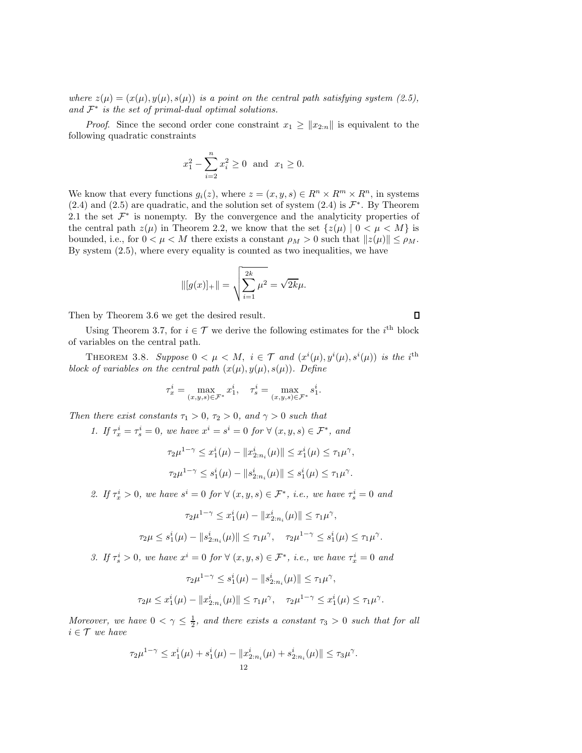*where* $z(\mu) = (x(\mu), y(\mu), s(\mu))$ *is a point on the central path satisfying system (2.5), and* $\mathcal{F}^*$ *is the set of primal-dual optimal solutions.*

*Proof.* Since the second order cone constraint $x_1 \geq \|x_{2:n}\|$ is equivalent to the following quadratic constraints

$$x_1^2 - \sum_{i=2}^{n} x_i^2 \geq 0 \ \text{ and } \ x_1 \geq 0.$$

We know that every functions $g_i(z)$, where $z = (x, y, s) \in R^n \times R^m \times R^n$, in systems (2.4) and (2.5) are quadratic, and the solution set of system (2.4) is $\mathcal{F}^*$. By Theorem 2.1 the set $\mathcal{F}^*$ is nonempty. By the convergence and the analyticity properties of the central path $z(\mu)$ in Theorem 2.2, we know that the set $\{z(\mu) \mid 0 < \mu < M\}$ is bounded, i.e., for $0 < \mu < M$ there exists a constant $\rho_M > 0$ such that $\|z(\mu)\| \leq \rho_M$. By system (2.5), where every equality is counted as two inequalities, we have

$$\|[g(x)]_+\| = \sqrt{\sum_{i=1}^{2k} \mu^2} = \sqrt{2k}\mu.$$

Then by Theorem 3.6 we get the desired result. $\square$

Using Theorem 3.7, for $i \in \mathcal{T}$ we derive the following estimates for the $i^{\text{th}}$ block of variables on the central path.

THEOREM 3.8. *Suppose* $0 < \mu < M$, $i \in \mathcal{T}$ *and* $(x^i(\mu), y^i(\mu), s^i(\mu))$ *is the* $i^{\text{th}}$ *block of variables on the central path* $(x(\mu), y(\mu), s(\mu))$. *Define*

$$\tau_x^i = \max_{(x,y,s) \in \mathcal{F}^*} x_1^i, \quad \tau_s^i = \max_{(x,y,s) \in \mathcal{F}^*} s_1^i.$$

*Then there exist constants* $\tau_1 > 0$, $\tau_2 > 0$, *and* $\gamma > 0$ *such that*

1. *If* $\tau_x^i = \tau_s^i = 0$, *we have* $x^i = s^i = 0$ *for* $\forall\ (x, y, s) \in \mathcal{F}^*$, *and*

$$\tau_2 \mu^{1-\gamma} \leq x_1^i(\mu) - \|x_{2:n_i}^i(\mu)\| \leq x_1^i(\mu) \leq \tau_1 \mu^{\gamma},$$

$$\tau_2 \mu^{1-\gamma} \leq s_1^i(\mu) - \|s_{2:n_i}^i(\mu)\| \leq s_1^i(\mu) \leq \tau_1 \mu^{\gamma}.$$

2. *If* $\tau_x^i > 0$, *we have* $s^i = 0$ *for* $\forall\ (x, y, s) \in \mathcal{F}^*$, *i.e., we have* $\tau_s^i = 0$ *and*

$$\tau_2 \mu^{1-\gamma} \leq x_1^i(\mu) - \|x_{2:n_i}^i(\mu)\| \leq \tau_1 \mu^{\gamma},$$

$$\tau_2 \mu \leq s_1^i(\mu) - \|s_{2:n_i}^i(\mu)\| \leq \tau_1 \mu^{\gamma}, \quad \tau_2 \mu^{1-\gamma} \leq s_1^i(\mu) \leq \tau_1 \mu^{\gamma}.$$

3. *If* $\tau_s^i > 0$, *we have* $x^i = 0$ *for* $\forall\ (x, y, s) \in \mathcal{F}^*$, *i.e., we have* $\tau_x^i = 0$ *and*

$$\tau_2 \mu^{1-\gamma} \leq s_1^i(\mu) - \|s_{2:n_i}^i(\mu)\| \leq \tau_1 \mu^{\gamma},$$

$$\tau_2 \mu \leq x_1^i(\mu) - \|x_{2:n_i}^i(\mu)\| \leq \tau_1 \mu^{\gamma}, \quad \tau_2 \mu^{1-\gamma} \leq x_1^i(\mu) \leq \tau_1 \mu^{\gamma}.$$

*Moreover, we have* $0 < \gamma \leq \frac{1}{2}$, *and there exists a constant* $\tau_3 > 0$ *such that for all* $i \in \mathcal{T}$ *we have*

$$\tau_2 \mu^{1-\gamma} \leq x_1^i(\mu) + s_1^i(\mu) - \|x_{2:n_i}^i(\mu) + s_{2:n_i}^i(\mu)\| \leq \tau_3 \mu^{\gamma}.$$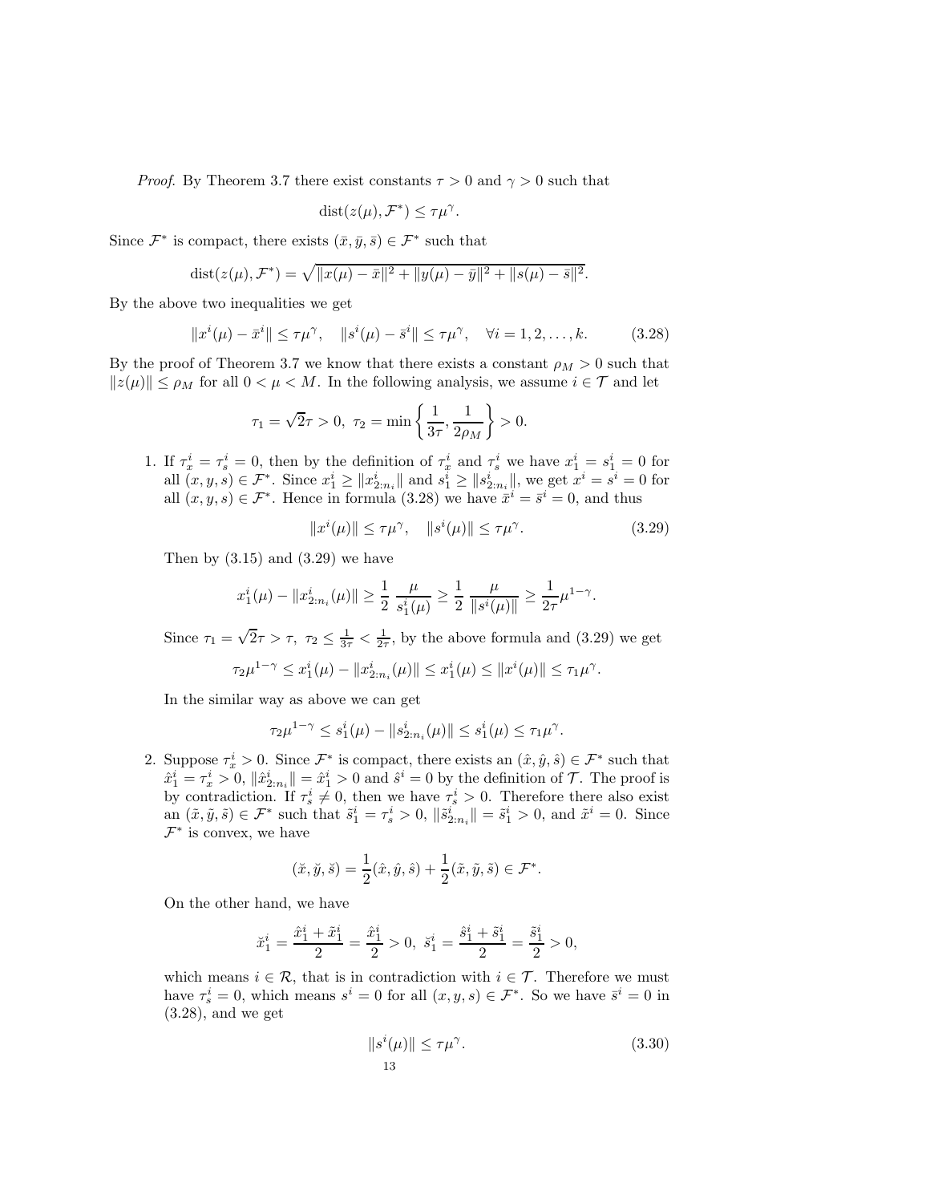*Proof.* By Theorem 3.7 there exist constants $\tau > 0$ and $\gamma > 0$ such that

$$\text{dist}(z(\mu), \mathcal{F}^*) \leq \tau \mu^\gamma.$$

Since $\mathcal{F}^*$ is compact, there exists $(\bar{x}, \bar{y}, \bar{s}) \in \mathcal{F}^*$ such that

$$\text{dist}(z(\mu), \mathcal{F}^*) = \sqrt{\|x(\mu) - \bar{x}\|^2 + \|y(\mu) - \bar{y}\|^2 + \|s(\mu) - \bar{s}\|^2}.$$

By the above two inequalities we get

$$\|x^i(\mu) - \bar{x}^i\| \leq \tau \mu^\gamma, \quad \|s^i(\mu) - \bar{s}^i\| \leq \tau \mu^\gamma, \quad \forall i = 1, 2, \ldots, k. \tag{3.28}$$

By the proof of Theorem 3.7 we know that there exists a constant $\rho_M > 0$ such that $\|z(\mu)\| \leq \rho_M$ for all $0 < \mu < M$. In the following analysis, we assume $i \in \mathcal{T}$ and let

$$\tau_1 = \sqrt{2}\tau > 0, \ \tau_2 = \min\left\{\frac{1}{3\tau}, \frac{1}{2\rho_M}\right\} > 0.$$

1. If $\tau_x^i = \tau_s^i = 0$, then by the definition of $\tau_x^i$ and $\tau_s^i$ we have $x_1^i = s_1^i = 0$ for all $(x, y, s) \in \mathcal{F}^*$. Since $x_1^i \geq \|x_{2:n_i}^i\|$ and $s_1^i \geq \|s_{2:n_i}^i\|$, we get $x^i = s^i = 0$ for all $(x, y, s) \in \mathcal{F}^*$. Hence in formula (3.28) we have $\bar{x}^i = \bar{s}^i = 0$, and thus

$$\|x^i(\mu)\| \leq \tau \mu^\gamma, \quad \|s^i(\mu)\| \leq \tau \mu^\gamma. \tag{3.29}$$

   Then by (3.15) and (3.29) we have

$$x_1^i(\mu) - \|x_{2:n_i}^i(\mu)\| \geq \frac{1}{2} \frac{\mu}{s_1^i(\mu)} \geq \frac{1}{2} \frac{\mu}{\|s^i(\mu)\|} \geq \frac{1}{2\tau}\mu^{1-\gamma}.$$

   Since $\tau_1 = \sqrt{2}\tau > \tau, \ \tau_2 \leq \frac{1}{3\tau} < \frac{1}{2\tau}$, by the above formula and (3.29) we get

$$\tau_2 \mu^{1-\gamma} \leq x_1^i(\mu) - \|x_{2:n_i}^i(\mu)\| \leq x_1^i(\mu) \leq \|x^i(\mu)\| \leq \tau_1 \mu^\gamma.$$

   In the similar way as above we can get

$$\tau_2 \mu^{1-\gamma} \leq s_1^i(\mu) - \|s_{2:n_i}^i(\mu)\| \leq s_1^i(\mu) \leq \tau_1 \mu^\gamma.$$

2. Suppose $\tau_x^i > 0$. Since $\mathcal{F}^*$ is compact, there exists an $(\hat{x}, \hat{y}, \hat{s}) \in \mathcal{F}^*$ such that $\hat{x}_1^i = \tau_x^i > 0$, $\|\hat{x}_{2:n_i}^i\| = \hat{x}_1^i > 0$ and $\hat{s}^i = 0$ by the definition of $\mathcal{T}$. The proof is by contradiction. If $\tau_s^i \neq 0$, then we have $\tau_s^i > 0$. Therefore there also exist an $(\tilde{x}, \tilde{y}, \tilde{s}) \in \mathcal{F}^*$ such that $\tilde{s}_1^i = \tau_s^i > 0$, $\|\tilde{s}_{2:n_i}^i\| = \tilde{s}_1^i > 0$, and $\tilde{x}^i = 0$. Since $\mathcal{F}^*$ is convex, we have

$$(\breve{x}, \breve{y}, \breve{s}) = \frac{1}{2}(\hat{x}, \hat{y}, \hat{s}) + \frac{1}{2}(\tilde{x}, \tilde{y}, \tilde{s}) \in \mathcal{F}^*.$$

   On the other hand, we have

$$\breve{x}_1^i = \frac{\hat{x}_1^i + \tilde{x}_1^i}{2} = \frac{\hat{x}_1^i}{2} > 0, \ \breve{s}_1^i = \frac{\hat{s}_1^i + \tilde{s}_1^i}{2} = \frac{\tilde{s}_1^i}{2} > 0,$$

   which means $i \in \mathcal{R}$, that is in contradiction with $i \in \mathcal{T}$. Therefore we must have $\tau_s^i = 0$, which means $s^i = 0$ for all $(x, y, s) \in \mathcal{F}^*$. So we have $\bar{s}^i = 0$ in (3.28), and we get

$$\|s^i(\mu)\| \leq \tau \mu^\gamma. \tag{3.30}$$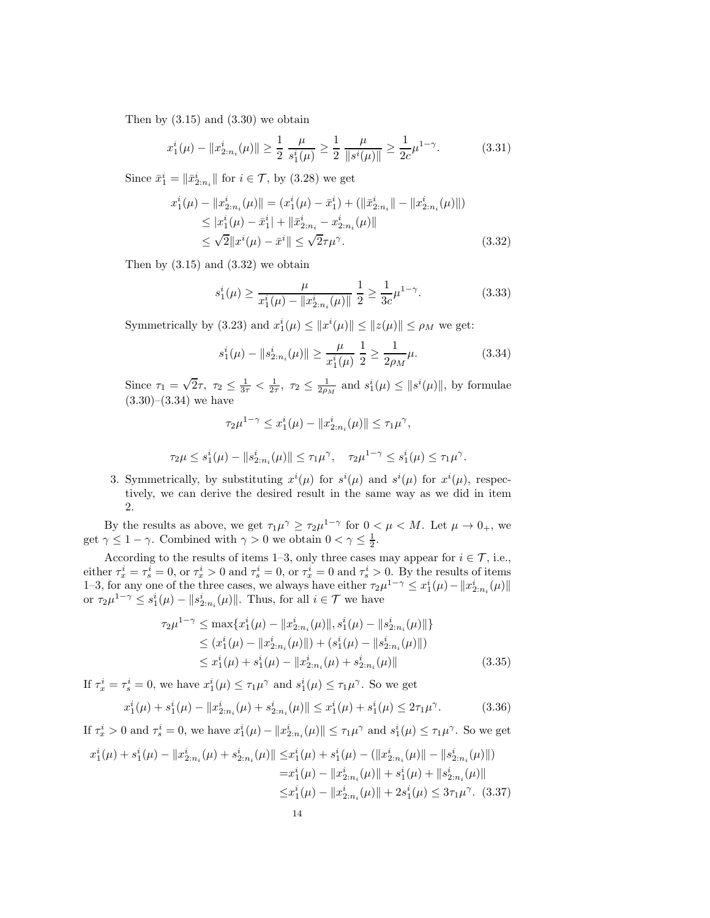Then by (3.15) and (3.30) we obtain

$$x_1^i(\mu) - \|x_{2:n_i}^i(\mu)\| \geq \frac{1}{2}\ \frac{\mu}{s_1^i(\mu)} \geq \frac{1}{2}\ \frac{\mu}{\|s^i(\mu)\|} \geq \frac{1}{2c}\mu^{1-\gamma}. \tag{3.31}$$

Since $\bar{x}_1^i = \|\bar{x}_{2:n_i}^i\|$ for $i \in \mathcal{T}$, by (3.28) we get

$$\begin{aligned} x_1^i(\mu) - \|x_{2:n_i}^i(\mu)\| &= (x_1^i(\mu) - \bar{x}_1^i) + (\|\bar{x}_{2:n_i}^i\| - \|x_{2:n_i}^i(\mu)\|) \\ &\leq |x_1^i(\mu) - \bar{x}_1^i| + \|\bar{x}_{2:n_i}^i - x_{2:n_i}^i(\mu)\| \\ &\leq \sqrt{2}\|x^i(\mu) - \bar{x}^i\| \leq \sqrt{2}\tau\mu^\gamma. \end{aligned} \tag{3.32}$$

Then by (3.15) and (3.32) we obtain

$$s_1^i(\mu) \geq \frac{\mu}{x_1^i(\mu) - \|x_{2:n_i}^i(\mu)\|}\ \frac{1}{2} \geq \frac{1}{3c}\mu^{1-\gamma}. \tag{3.33}$$

Symmetrically by (3.23) and $x_1^i(\mu) \leq \|x^i(\mu)\| \leq \|z(\mu)\| \leq \rho_M$ we get:

$$s_1^i(\mu) - \|s_{2:n_i}^i(\mu)\| \geq \frac{\mu}{x_1^i(\mu)}\ \frac{1}{2} \geq \frac{1}{2\rho_M}\mu. \tag{3.34}$$

Since $\tau_1 = \sqrt{2}\tau$, $\tau_2 \leq \frac{1}{3\tau} < \frac{1}{2\tau}$, $\tau_2 \leq \frac{1}{2\rho_M}$ and $s_1^i(\mu) \leq \|s^i(\mu)\|$, by formulae (3.30)–(3.34) we have

$$\tau_2\mu^{1-\gamma} \leq x_1^i(\mu) - \|x_{2:n_i}^i(\mu)\| \leq \tau_1\mu^\gamma,$$

$$\tau_2\mu \leq s_1^i(\mu) - \|s_{2:n_i}^i(\mu)\| \leq \tau_1\mu^\gamma, \quad \tau_2\mu^{1-\gamma} \leq s_1^i(\mu) \leq \tau_1\mu^\gamma.$$

3. Symmetrically, by substituting $x^i(\mu)$ for $s^i(\mu)$ and $s^i(\mu)$ for $x^i(\mu)$, respectively, we can derive the desired result in the same way as we did in item 2.

By the results as above, we get $\tau_1\mu^\gamma \geq \tau_2\mu^{1-\gamma}$ for $0 < \mu < M$. Let $\mu \to 0_+$, we get $\gamma \leq 1-\gamma$. Combined with $\gamma > 0$ we obtain $0 < \gamma \leq \frac{1}{2}$.

According to the results of items 1–3, only three cases may appear for $i \in \mathcal{T}$, i.e., either $\tau_x^i = \tau_s^i = 0$, or $\tau_x^i > 0$ and $\tau_s^i = 0$, or $\tau_x^i = 0$ and $\tau_s^i > 0$. By the results of items 1–3, for any one of the three cases, we always have either $\tau_2\mu^{1-\gamma} \leq x_1^i(\mu) - \|x_{2:n_i}^i(\mu)\|$ or $\tau_2\mu^{1-\gamma} \leq s_1^i(\mu) - \|s_{2:n_i}^i(\mu)\|$. Thus, for all $i \in \mathcal{T}$ we have

$$\begin{aligned} \tau_2\mu^{1-\gamma} &\leq \max\{x_1^i(\mu) - \|x_{2:n_i}^i(\mu)\|, s_1^i(\mu) - \|s_{2:n_i}^i(\mu)\|\} \\ &\leq (x_1^i(\mu) - \|x_{2:n_i}^i(\mu)\|) + (s_1^i(\mu) - \|s_{2:n_i}^i(\mu)\|) \\ &\leq x_1^i(\mu) + s_1^i(\mu) - \|x_{2:n_i}^i(\mu) + s_{2:n_i}^i(\mu)\| \end{aligned} \tag{3.35}$$

If $\tau_x^i = \tau_s^i = 0$, we have $x_1^i(\mu) \leq \tau_1\mu^\gamma$ and $s_1^i(\mu) \leq \tau_1\mu^\gamma$. So we get

$$x_1^i(\mu) + s_1^i(\mu) - \|x_{2:n_i}^i(\mu) + s_{2:n_i}^i(\mu)\| \leq x_1^i(\mu) + s_1^i(\mu) \leq 2\tau_1\mu^\gamma. \tag{3.36}$$

If $\tau_x^i > 0$ and $\tau_s^i = 0$, we have $x_1^i(\mu) - \|x_{2:n_i}^i(\mu)\| \leq \tau_1\mu^\gamma$ and $s_1^i(\mu) \leq \tau_1\mu^\gamma$. So we get

$$\begin{aligned} x_1^i(\mu) + s_1^i(\mu) - \|x_{2:n_i}^i(\mu) + s_{2:n_i}^i(\mu)\| &\leq x_1^i(\mu) + s_1^i(\mu) - (\|x_{2:n_i}^i(\mu)\| - \|s_{2:n_i}^i(\mu)\|) \\ &= x_1^i(\mu) - \|x_{2:n_i}^i(\mu)\| + s_1^i(\mu) + \|s_{2:n_i}^i(\mu)\| \\ &\leq x_1^i(\mu) - \|x_{2:n_i}^i(\mu)\| + 2s_1^i(\mu) \leq 3\tau_1\mu^\gamma. \end{aligned} \tag{3.37}$$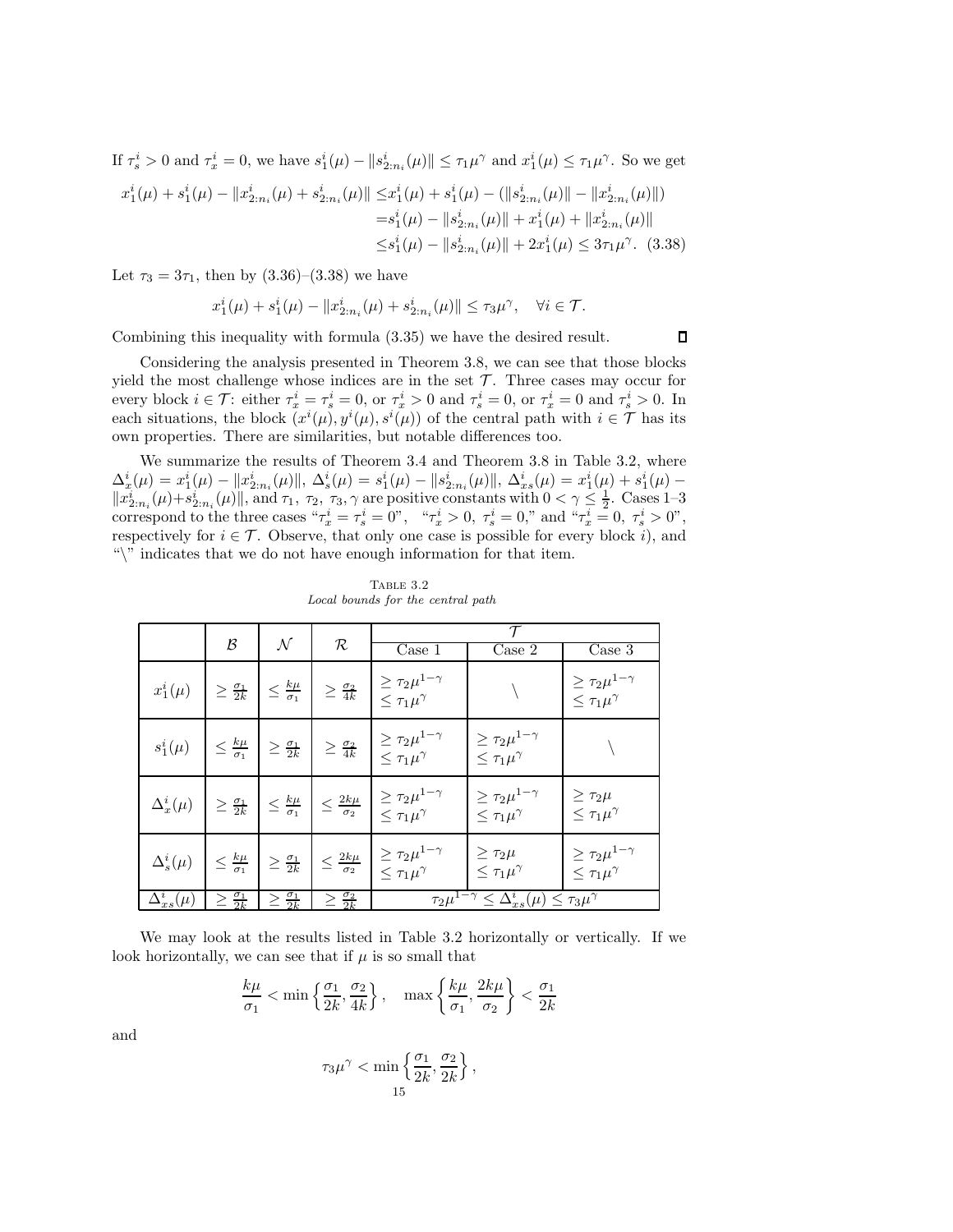If $\tau_s^i > 0$ and $\tau_x^i = 0$, we have $s_1^i(\mu) - \|s_{2:n_i}^i(\mu)\| \le \tau_1 \mu^\gamma$ and $x_1^i(\mu) \le \tau_1\mu^\gamma$. So we get

$$
\begin{aligned}
x_1^i(\mu) + s_1^i(\mu) - \|x_{2:n_i}^i(\mu) + s_{2:n_i}^i(\mu)\| &\le x_1^i(\mu) + s_1^i(\mu) - (\|s_{2:n_i}^i(\mu)\| - \|x_{2:n_i}^i(\mu)\|) \\
&= s_1^i(\mu) - \|s_{2:n_i}^i(\mu)\| + x_1^i(\mu) + \|x_{2:n_i}^i(\mu)\| \\
&\le s_1^i(\mu) - \|s_{2:n_i}^i(\mu)\| + 2x_1^i(\mu) \le 3\tau_1\mu^\gamma. \quad (3.38)
\end{aligned}
$$

Let $\tau_3 = 3\tau_1$, then by (3.36)–(3.38) we have

$$
x_1^i(\mu) + s_1^i(\mu) - \|x_{2:n_i}^i(\mu) + s_{2:n_i}^i(\mu)\| \le \tau_3\mu^\gamma, \quad \forall i \in \mathcal{T}.
$$

Combining this inequality with formula (3.35) we have the desired result. ∎

Considering the analysis presented in Theorem 3.8, we can see that those blocks yield the most challenge whose indices are in the set $\mathcal{T}$. Three cases may occur for every block $i \in \mathcal{T}$: either $\tau_x^i = \tau_s^i = 0$, or $\tau_x^i > 0$ and $\tau_s^i = 0$, or $\tau_x^i = 0$ and $\tau_s^i > 0$. In each situations, the block $(x^i(\mu), y^i(\mu), s^i(\mu))$ of the central path with $i \in \mathcal{T}$ has its own properties. There are similarities, but notable differences too.

We summarize the results of Theorem 3.4 and Theorem 3.8 in Table 3.2, where $\Delta_x^i(\mu) = x_1^i(\mu) - \|x_{2:n_i}^i(\mu)\|$, $\Delta_s^i(\mu) = s_1^i(\mu) - \|s_{2:n_i}^i(\mu)\|$, $\Delta_{xs}^i(\mu) = x_1^i(\mu) + s_1^i(\mu) - \|x_{2:n_i}^i(\mu) + s_{2:n_i}^i(\mu)\|$, and $\tau_1,\ \tau_2,\ \tau_3, \gamma$ are positive constants with $0 < \gamma \le \frac{1}{2}$. Cases 1–3 correspond to the three cases "$\tau_x^i = \tau_s^i = 0$", "$\tau_x^i > 0,\ \tau_s^i = 0$," and "$\tau_x^i = 0,\ \tau_s^i > 0$", respectively for $i \in \mathcal{T}$. Observe, that only one case is possible for every block $i$), and "\" indicates that we do not have enough information for that item.

TABLE 3.2
*Local bounds for the central path*

| | $\mathcal{B}$ | $\mathcal{N}$ | $\mathcal{R}$ | $\mathcal{T}$ | | |
|---|---|---|---|---|---|---|
| | | | | Case 1 | Case 2 | Case 3 |
| $x_1^i(\mu)$ | $\ge \frac{\sigma_1}{2k}$ | $\le \frac{k\mu}{\sigma_1}$ | $\ge \frac{\sigma_2}{4k}$ | $\ge \tau_2\mu^{1-\gamma}$ <br> $\le \tau_1\mu^\gamma$ | \ | $\ge \tau_2\mu^{1-\gamma}$ <br> $\le \tau_1\mu^\gamma$ |
| $s_1^i(\mu)$ | $\le \frac{k\mu}{\sigma_1}$ | $\ge \frac{\sigma_1}{2k}$ | $\ge \frac{\sigma_2}{4k}$ | $\ge \tau_2\mu^{1-\gamma}$ <br> $\le \tau_1\mu^\gamma$ | $\ge \tau_2\mu^{1-\gamma}$ <br> $\le \tau_1\mu^\gamma$ | \ |
| $\Delta_x^i(\mu)$ | $\ge \frac{\sigma_1}{2k}$ | $\le \frac{k\mu}{\sigma_1}$ | $\le \frac{2k\mu}{\sigma_2}$ | $\ge \tau_2\mu^{1-\gamma}$ <br> $\le \tau_1\mu^\gamma$ | $\ge \tau_2\mu^{1-\gamma}$ <br> $\le \tau_1\mu^\gamma$ | $\ge \tau_2\mu$ <br> $\le \tau_1\mu^\gamma$ |
| $\Delta_s^i(\mu)$ | $\le \frac{k\mu}{\sigma_1}$ | $\ge \frac{\sigma_1}{2k}$ | $\le \frac{2k\mu}{\sigma_2}$ | $\ge \tau_2\mu^{1-\gamma}$ <br> $\le \tau_1\mu^\gamma$ | $\ge \tau_2\mu$ <br> $\le \tau_1\mu^\gamma$ | $\ge \tau_2\mu^{1-\gamma}$ <br> $\le \tau_1\mu^\gamma$ |
| $\Delta_{xs}^i(\mu)$ | $\ge \frac{\sigma_1}{2k}$ | $\ge \frac{\sigma_1}{2k}$ | $\ge \frac{\sigma_2}{2k}$ | $\tau_2\mu^{1-\gamma} \le \Delta_{xs}^i(\mu) \le \tau_3\mu^\gamma$ | | |

We may look at the results listed in Table 3.2 horizontally or vertically. If we look horizontally, we can see that if $\mu$ is so small that

$$
\frac{k\mu}{\sigma_1} < \min\left\{\frac{\sigma_1}{2k}, \frac{\sigma_2}{4k}\right\}, \quad \max\left\{\frac{k\mu}{\sigma_1}, \frac{2k\mu}{\sigma_2}\right\} < \frac{\sigma_1}{2k}
$$

and

$$
\tau_3\mu^\gamma < \min\left\{\frac{\sigma_1}{2k}, \frac{\sigma_2}{2k}\right\},
$$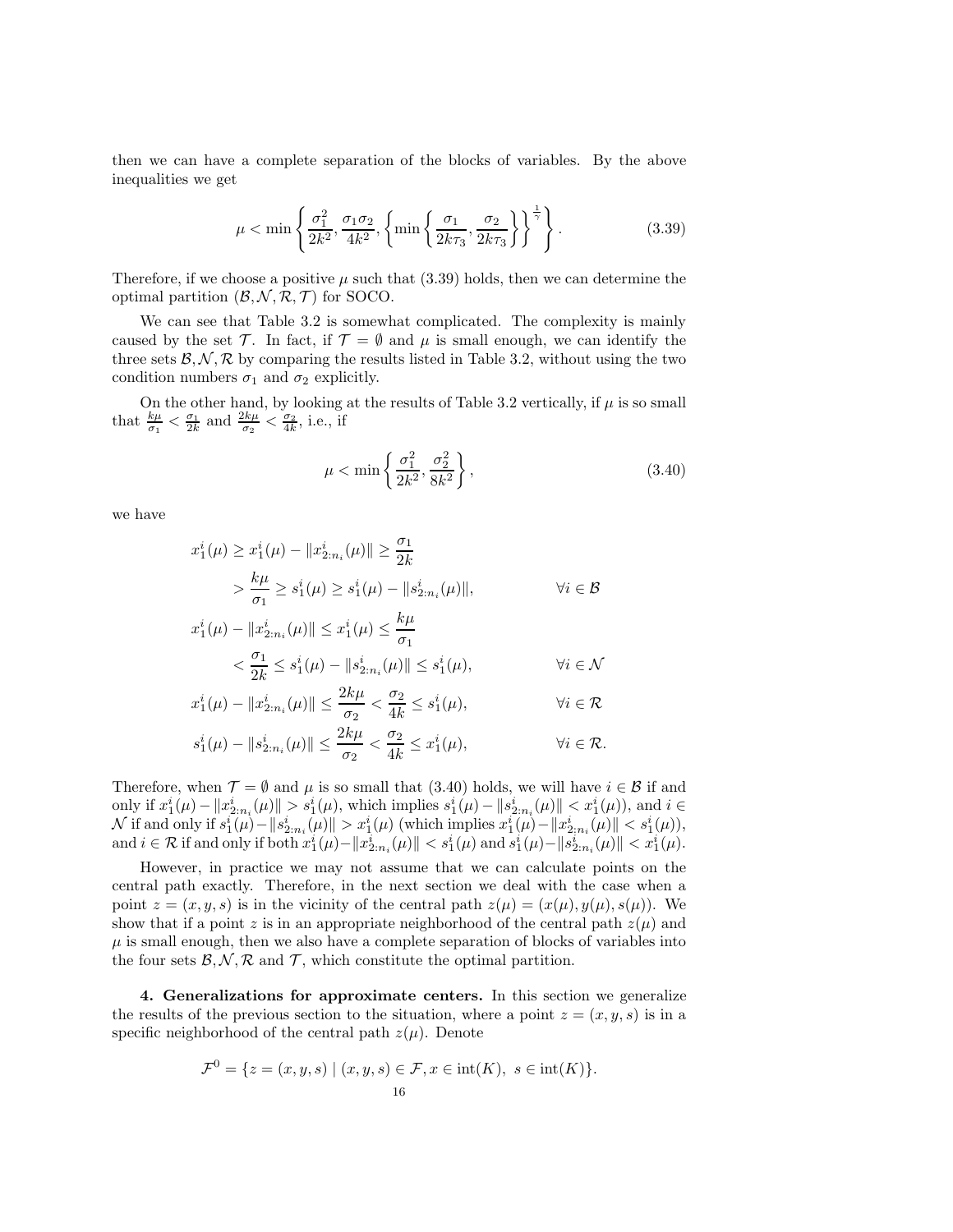then we can have a complete separation of the blocks of variables. By the above inequalities we get

$$
\mu < \min \left\{ \frac{\sigma_1^2}{2k^2}, \frac{\sigma_1 \sigma_2}{4k^2}, \left\{ \min \left\{ \frac{\sigma_1}{2k\tau_3}, \frac{\sigma_2}{2k\tau_3} \right\} \right\}^{\frac{1}{\gamma}} \right\}. \tag{3.39}
$$

Therefore, if we choose a positive $\mu$ such that (3.39) holds, then we can determine the optimal partition $(\mathcal{B}, \mathcal{N}, \mathcal{R}, \mathcal{T})$ for SOCO.

We can see that Table 3.2 is somewhat complicated. The complexity is mainly caused by the set $\mathcal{T}$. In fact, if $\mathcal{T} = \emptyset$ and $\mu$ is small enough, we can identify the three sets $\mathcal{B}, \mathcal{N}, \mathcal{R}$ by comparing the results listed in Table 3.2, without using the two condition numbers $\sigma_1$ and $\sigma_2$ explicitly.

On the other hand, by looking at the results of Table 3.2 vertically, if $\mu$ is so small that $\frac{k\mu}{\sigma_1} < \frac{\sigma_1}{2k}$ and $\frac{2k\mu}{\sigma_2} < \frac{\sigma_2}{4k}$, i.e., if

$$
\mu < \min \left\{ \frac{\sigma_1^2}{2k^2}, \frac{\sigma_2^2}{8k^2} \right\}, \tag{3.40}
$$

we have

$$
\begin{aligned}
x_1^i(\mu) &\geq x_1^i(\mu) - \|x_{2:n_i}^i(\mu)\| \geq \frac{\sigma_1}{2k} \\
&> \frac{k\mu}{\sigma_1} \geq s_1^i(\mu) \geq s_1^i(\mu) - \|s_{2:n_i}^i(\mu)\|, & \forall i \in \mathcal{B} \\
x_1^i(\mu) - \|x_{2:n_i}^i(\mu)\| &\leq x_1^i(\mu) \leq \frac{k\mu}{\sigma_1} \\
&< \frac{\sigma_1}{2k} \leq s_1^i(\mu) - \|s_{2:n_i}^i(\mu)\| \leq s_1^i(\mu), & \forall i \in \mathcal{N} \\
x_1^i(\mu) - \|x_{2:n_i}^i(\mu)\| &\leq \frac{2k\mu}{\sigma_2} < \frac{\sigma_2}{4k} \leq s_1^i(\mu), & \forall i \in \mathcal{R} \\
s_1^i(\mu) - \|s_{2:n_i}^i(\mu)\| &\leq \frac{2k\mu}{\sigma_2} < \frac{\sigma_2}{4k} \leq x_1^i(\mu), & \forall i \in \mathcal{R}.
\end{aligned}
$$

Therefore, when $\mathcal{T} = \emptyset$ and $\mu$ is so small that (3.40) holds, we will have $i \in \mathcal{B}$ if and only if $x_1^i(\mu) - \|x_{2:n_i}^i(\mu)\| > s_1^i(\mu)$, which implies $s_1^i(\mu) - \|s_{2:n_i}^i(\mu)\| < x_1^i(\mu))$, and $i \in \mathcal{N}$ if and only if $s_1^i(\mu) - \|s_{2:n_i}^i(\mu)\| > x_1^i(\mu)$ (which implies $x_1^i(\mu) - \|x_{2:n_i}^i(\mu)\| < s_1^i(\mu)$), and $i \in \mathcal{R}$ if and only if both $x_1^i(\mu) - \|x_{2:n_i}^i(\mu)\| < s_1^i(\mu)$ and $s_1^i(\mu) - \|s_{2:n_i}^i(\mu)\| < x_1^i(\mu)$.

However, in practice we may not assume that we can calculate points on the central path exactly. Therefore, in the next section we deal with the case when a point $z = (x, y, s)$ is in the vicinity of the central path $z(\mu) = (x(\mu), y(\mu), s(\mu))$. We show that if a point $z$ is in an appropriate neighborhood of the central path $z(\mu)$ and $\mu$ is small enough, then we also have a complete separation of blocks of variables into the four sets $\mathcal{B}, \mathcal{N}, \mathcal{R}$ and $\mathcal{T}$, which constitute the optimal partition.

**4. Generalizations for approximate centers.** In this section we generalize the results of the previous section to the situation, where a point $z = (x, y, s)$ is in a specific neighborhood of the central path $z(\mu)$. Denote

$$
\mathcal{F}^0 = \{ z = (x, y, s) \mid (x, y, s) \in \mathcal{F}, x \in \operatorname{int}(K),\ s \in \operatorname{int}(K) \}.
$$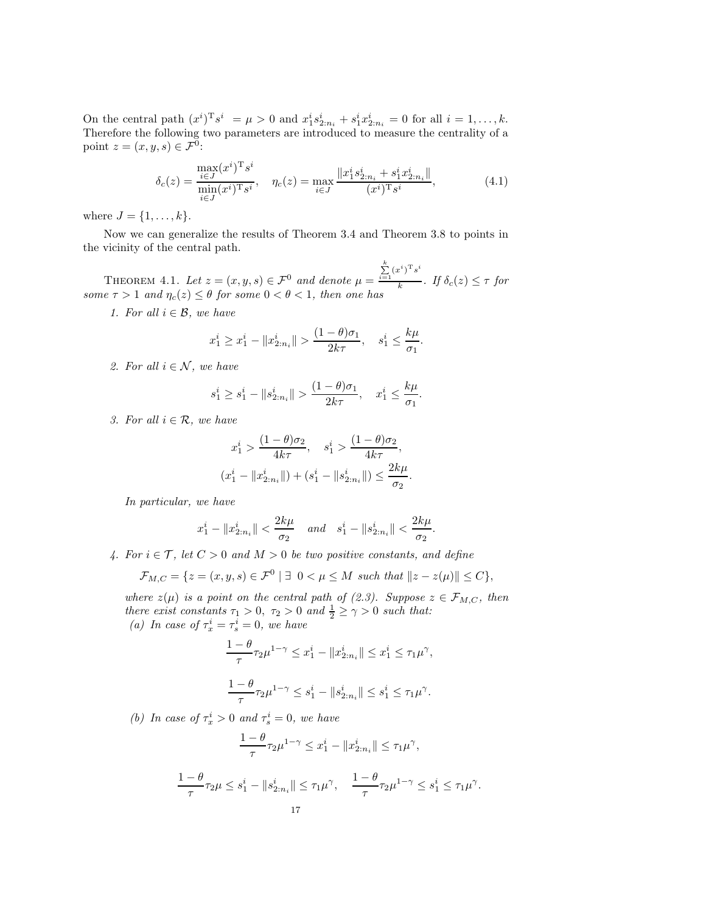On the central path $(x^i)^{\mathrm{T}}s^i = \mu > 0$ and $x_1^i s_{2:n_i}^i + s_1^i x_{2:n_i}^i = 0$ for all $i = 1, \ldots, k$. Therefore the following two parameters are introduced to measure the centrality of a point $z = (x, y, s) \in \mathcal{F}^0$:

$$
\delta_c(z) = \frac{\max\limits_{i \in J} (x^i)^{\mathrm{T}} s^i}{\min\limits_{i \in J} (x^i)^{\mathrm{T}} s^i}, \quad \eta_c(z) = \max_{i \in J} \frac{\|x_1^i s_{2:n_i}^i + s_1^i x_{2:n_i}^i\|}{(x^i)^{\mathrm{T}} s^i}, \tag{4.1}
$$

where $J = \{1, \ldots, k\}$.

Now we can generalize the results of Theorem 3.4 and Theorem 3.8 to points in the vicinity of the central path.

Theorem 4.1. *Let $z = (x, y, s) \in \mathcal{F}^0$ and denote $\mu = \frac{\sum_{i=1}^{k} (x^i)^{\mathrm{T}} s^i}{k}$. If $\delta_c(z) \le \tau$ for some $\tau > 1$ and $\eta_c(z) \le \theta$ for some $0 < \theta < 1$, then one has*

1. *For all $i \in \mathcal{B}$, we have*

$$
x_1^i \ge x_1^i - \|x_{2:n_i}^i\| > \frac{(1-\theta)\sigma_1}{2k\tau}, \quad s_1^i \le \frac{k\mu}{\sigma_1}.
$$

2. *For all $i \in \mathcal{N}$, we have*

$$
s_1^i \ge s_1^i - \|s_{2:n_i}^i\| > \frac{(1-\theta)\sigma_1}{2k\tau}, \quad x_1^i \le \frac{k\mu}{\sigma_1}.
$$

3. *For all $i \in \mathcal{R}$, we have*

$$
x_1^i > \frac{(1-\theta)\sigma_2}{4k\tau}, \quad s_1^i > \frac{(1-\theta)\sigma_2}{4k\tau},
$$
$$
(x_1^i - \|x_{2:n_i}^i\|) + (s_1^i - \|s_{2:n_i}^i\|) \le \frac{2k\mu}{\sigma_2}.
$$

*In particular, we have*

$$
x_1^i - \|x_{2:n_i}^i\| < \frac{2k\mu}{\sigma_2} \quad \text{and} \quad s_1^i - \|s_{2:n_i}^i\| < \frac{2k\mu}{\sigma_2}.
$$

4. *For $i \in \mathcal{T}$, let $C > 0$ and $M > 0$ be two positive constants, and define*

$$
\mathcal{F}_{M,C} = \{z = (x, y, s) \in \mathcal{F}^0 \mid \exists\ 0 < \mu \le M \text{ such that } \|z - z(\mu)\| \le C\},
$$

*where $z(\mu)$ is a point on the central path of (2.3). Suppose $z \in \mathcal{F}_{M,C}$, then there exist constants $\tau_1 > 0$, $\tau_2 > 0$ and $\frac{1}{2} \ge \gamma > 0$ such that:*

*(a) In case of $\tau_x^i = \tau_s^i = 0$, we have*

$$
\frac{1-\theta}{\tau} \tau_2 \mu^{1-\gamma} \le x_1^i - \|x_{2:n_i}^i\| \le x_1^i \le \tau_1 \mu^{\gamma},
$$

$$
\frac{1-\theta}{\tau} \tau_2 \mu^{1-\gamma} \le s_1^i - \|s_{2:n_i}^i\| \le s_1^i \le \tau_1 \mu^{\gamma}.
$$

*(b) In case of $\tau_x^i > 0$ and $\tau_s^i = 0$, we have*

$$
\frac{1-\theta}{\tau} \tau_2 \mu^{1-\gamma} \le x_1^i - \|x_{2:n_i}^i\| \le \tau_1 \mu^{\gamma},
$$

$$
\frac{1-\theta}{\tau} \tau_2 \mu \le s_1^i - \|s_{2:n_i}^i\| \le \tau_1 \mu^{\gamma}, \quad \frac{1-\theta}{\tau} \tau_2 \mu^{1-\gamma} \le s_1^i \le \tau_1 \mu^{\gamma}.
$$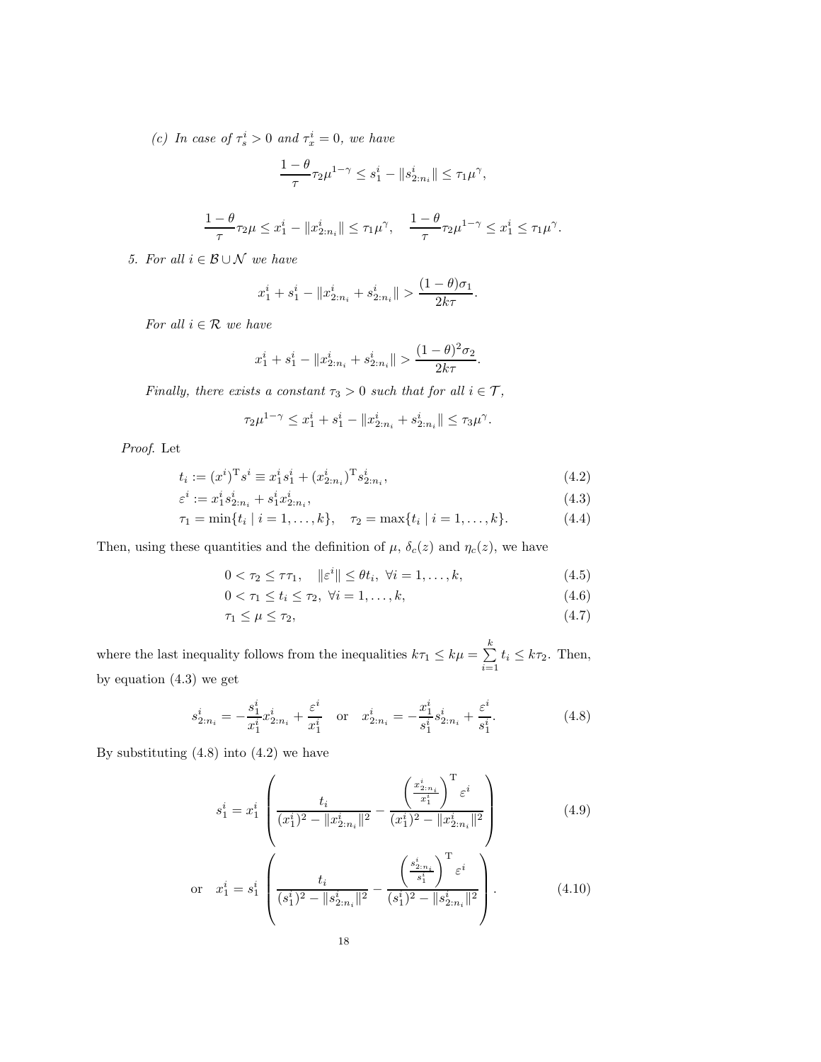*(c) In case of $\tau_s^i > 0$ and $\tau_x^i = 0$, we have*

$$\frac{1-\theta}{\tau}\tau_2\mu^{1-\gamma} \le s_1^i - \|s_{2:n_i}^i\| \le \tau_1\mu^{\gamma},$$

$$\frac{1-\theta}{\tau}\tau_2\mu \le x_1^i - \|x_{2:n_i}^i\| \le \tau_1\mu^{\gamma}, \quad \frac{1-\theta}{\tau}\tau_2\mu^{1-\gamma} \le x_1^i \le \tau_1\mu^{\gamma}.$$

5. *For all $i \in \mathcal{B} \cup \mathcal{N}$ we have*

$$x_1^i + s_1^i - \|x_{2:n_i}^i + s_{2:n_i}^i\| > \frac{(1-\theta)\sigma_1}{2k\tau}.$$

*For all $i \in \mathcal{R}$ we have*

$$x_1^i + s_1^i - \|x_{2:n_i}^i + s_{2:n_i}^i\| > \frac{(1-\theta)^2\sigma_2}{2k\tau}.$$

*Finally, there exists a constant $\tau_3 > 0$ such that for all $i \in \mathcal{T}$,*

$$\tau_2\mu^{1-\gamma} \le x_1^i + s_1^i - \|x_{2:n_i}^i + s_{2:n_i}^i\| \le \tau_3\mu^{\gamma}.$$

*Proof.* Let

$$t_i := (x^i)^{\mathrm{T}}s^i \equiv x_1^i s_1^i + (x_{2:n_i}^i)^{\mathrm{T}}s_{2:n_i}^i, \tag{4.2}$$

$$\varepsilon^i := x_1^i s_{2:n_i}^i + s_1^i x_{2:n_i}^i, \tag{4.3}$$

$$\tau_1 = \min\{t_i \mid i = 1, \ldots, k\}, \quad \tau_2 = \max\{t_i \mid i = 1, \ldots, k\}. \tag{4.4}$$

Then, using these quantities and the definition of $\mu$, $\delta_c(z)$ and $\eta_c(z)$, we have

$$0 < \tau_2 \le \tau\tau_1, \quad \|\varepsilon^i\| \le \theta t_i, \ \forall i = 1, \ldots, k, \tag{4.5}$$

$$0 < \tau_1 \le t_i \le \tau_2, \ \forall i = 1, \ldots, k, \tag{4.6}$$

$$\tau_1 \le \mu \le \tau_2, \tag{4.7}$$

where the last inequality follows from the inequalities $k\tau_1 \le k\mu = \sum_{i=1}^{k} t_i \le k\tau_2$. Then, by equation (4.3) we get

$$s_{2:n_i}^i = -\frac{s_1^i}{x_1^i}x_{2:n_i}^i + \frac{\varepsilon^i}{x_1^i} \quad \text{or} \quad x_{2:n_i}^i = -\frac{x_1^i}{s_1^i}s_{2:n_i}^i + \frac{\varepsilon^i}{s_1^i}. \tag{4.8}$$

By substituting (4.8) into (4.2) we have

$$s_1^i = x_1^i\left(\frac{t_i}{(x_1^i)^2 - \|x_{2:n_i}^i\|^2} - \frac{\left(\frac{x_{2:n_i}^i}{x_1^i}\right)^{\mathrm{T}}\varepsilon^i}{(x_1^i)^2 - \|x_{2:n_i}^i\|^2}\right) \tag{4.9}$$

$$\text{or} \quad x_1^i = s_1^i\left(\frac{t_i}{(s_1^i)^2 - \|s_{2:n_i}^i\|^2} - \frac{\left(\frac{s_{2:n_i}^i}{s_1^i}\right)^{\mathrm{T}}\varepsilon^i}{(s_1^i)^2 - \|s_{2:n_i}^i\|^2}\right). \tag{4.10}$$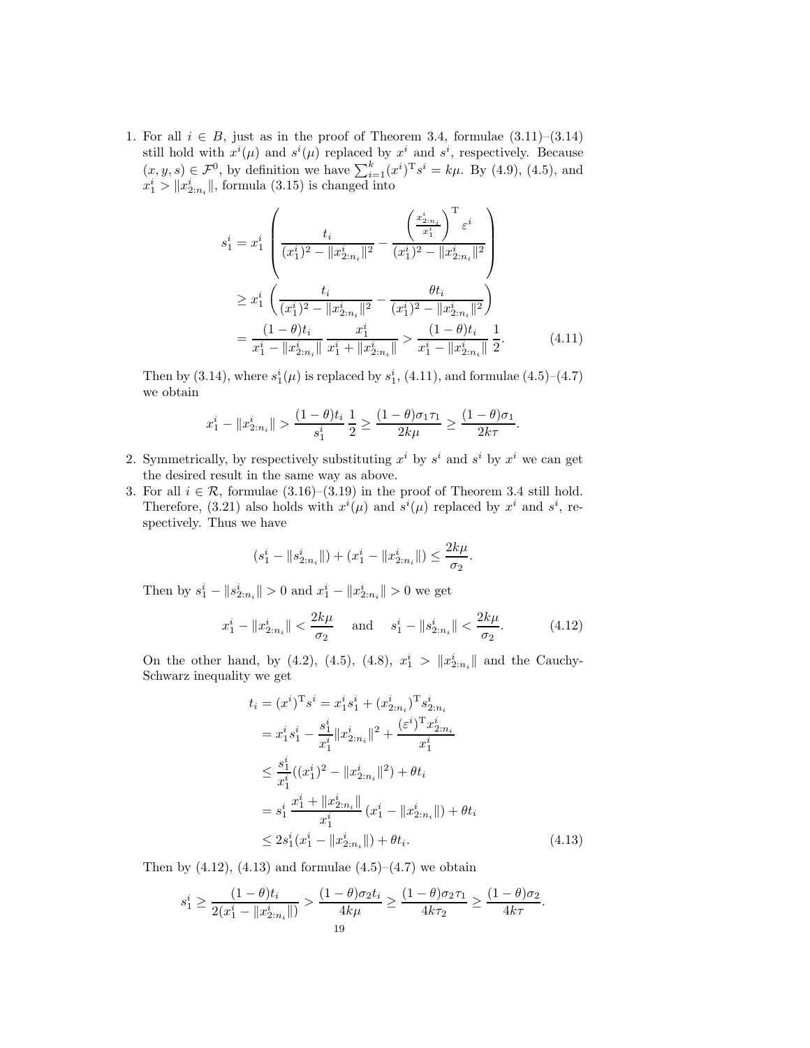1. For all $i \in B$, just as in the proof of Theorem 3.4, formulae (3.11)–(3.14) still hold with $x^i(\mu)$ and $s^i(\mu)$ replaced by $x^i$ and $s^i$, respectively. Because $(x, y, s) \in \mathcal{F}^0$, by definition we have $\sum_{i=1}^{k} (x^i)^{\mathrm{T}} s^i = k\mu$. By (4.9), (4.5), and $x_1^i > \|x_{2:n_i}^i\|$, formula (3.15) is changed into

$$
\begin{aligned}
s_1^i &= x_1^i \left( \frac{t_i}{(x_1^i)^2 - \|x_{2:n_i}^i\|^2} - \frac{\left(\frac{x_{2:n_i}^i}{x_1^i}\right)^{\mathrm{T}} \varepsilon^i}{(x_1^i)^2 - \|x_{2:n_i}^i\|^2} \right) \\
&\geq x_1^i \left( \frac{t_i}{(x_1^i)^2 - \|x_{2:n_i}^i\|^2} - \frac{\theta t_i}{(x_1^i)^2 - \|x_{2:n_i}^i\|^2} \right) \\
&= \frac{(1-\theta) t_i}{x_1^i - \|x_{2:n_i}^i\|} \, \frac{x_1^i}{x_1^i + \|x_{2:n_i}^i\|} > \frac{(1-\theta) t_i}{x_1^i - \|x_{2:n_i}^i\|} \, \frac{1}{2}. \qquad (4.11)
\end{aligned}
$$

Then by (3.14), where $s_1^i(\mu)$ is replaced by $s_1^i$, (4.11), and formulae (4.5)–(4.7) we obtain

$$
x_1^i - \|x_{2:n_i}^i\| > \frac{(1-\theta) t_i}{s_1^i} \, \frac{1}{2} \geq \frac{(1-\theta)\sigma_1 \tau_1}{2k\mu} \geq \frac{(1-\theta)\sigma_1}{2k\tau}.
$$

2. Symmetrically, by respectively substituting $x^i$ by $s^i$ and $s^i$ by $x^i$ we can get the desired result in the same way as above.

3. For all $i \in \mathcal{R}$, formulae (3.16)–(3.19) in the proof of Theorem 3.4 still hold. Therefore, (3.21) also holds with $x^i(\mu)$ and $s^i(\mu)$ replaced by $x^i$ and $s^i$, respectively. Thus we have

$$
(s_1^i - \|s_{2:n_i}^i\|) + (x_1^i - \|x_{2:n_i}^i\|) \leq \frac{2k\mu}{\sigma_2}.
$$

Then by $s_1^i - \|s_{2:n_i}^i\| > 0$ and $x_1^i - \|x_{2:n_i}^i\| > 0$ we get

$$
x_1^i - \|x_{2:n_i}^i\| < \frac{2k\mu}{\sigma_2} \quad \text{and} \quad s_1^i - \|s_{2:n_i}^i\| < \frac{2k\mu}{\sigma_2}. \qquad (4.12)
$$

On the other hand, by (4.2), (4.5), (4.8), $x_1^i > \|x_{2:n_i}^i\|$ and the Cauchy-Schwarz inequality we get

$$
\begin{aligned}
t_i = (x^i)^{\mathrm{T}} s^i &= x_1^i s_1^i + (x_{2:n_i}^i)^{\mathrm{T}} s_{2:n_i}^i \\
&= x_1^i s_1^i - \frac{s_1^i}{x_1^i} \|x_{2:n_i}^i\|^2 + \frac{(\varepsilon^i)^{\mathrm{T}} x_{2:n_i}^i}{x_1^i} \\
&\leq \frac{s_1^i}{x_1^i} ((x_1^i)^2 - \|x_{2:n_i}^i\|^2) + \theta t_i \\
&= s_1^i \, \frac{x_1^i + \|x_{2:n_i}^i\|}{x_1^i} \, (x_1^i - \|x_{2:n_i}^i\|) + \theta t_i \\
&\leq 2 s_1^i (x_1^i - \|x_{2:n_i}^i\|) + \theta t_i. \qquad (4.13)
\end{aligned}
$$

Then by (4.12), (4.13) and formulae (4.5)–(4.7) we obtain

$$
s_1^i \geq \frac{(1-\theta) t_i}{2(x_1^i - \|x_{2:n_i}^i\|)} > \frac{(1-\theta)\sigma_2 t_i}{4k\mu} \geq \frac{(1-\theta)\sigma_2 \tau_1}{4k\tau_2} \geq \frac{(1-\theta)\sigma_2}{4k\tau}.
$$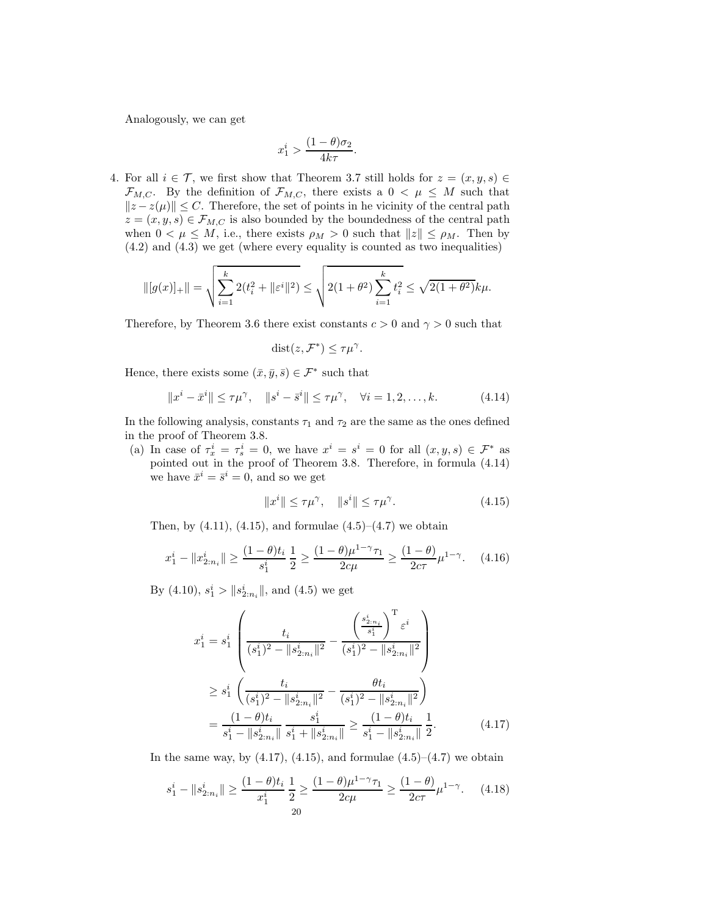Analogously, we can get

$$x_1^i > \frac{(1-\theta)\sigma_2}{4k\tau}.$$

4. For all $i \in \mathcal{T}$, we first show that Theorem 3.7 still holds for $z = (x, y, s) \in \mathcal{F}_{M,C}$. By the definition of $\mathcal{F}_{M,C}$, there exists a $0 < \mu \le M$ such that $\|z - z(\mu)\| \le C$. Therefore, the set of points in he vicinity of the central path $z = (x, y, s) \in \mathcal{F}_{M,C}$ is also bounded by the boundedness of the central path when $0 < \mu \le M$, i.e., there exists $\rho_M > 0$ such that $\|z\| \le \rho_M$. Then by (4.2) and (4.3) we get (where every equality is counted as two inequalities)

$$\|[g(x)]_+\| = \sqrt{\sum_{i=1}^{k} 2(t_i^2 + \|\varepsilon^i\|^2)} \le \sqrt{2(1+\theta^2)\sum_{i=1}^{k} t_i^2} \le \sqrt{2(1+\theta^2)}k\mu.$$

Therefore, by Theorem 3.6 there exist constants $c > 0$ and $\gamma > 0$ such that

$$\mathrm{dist}(z, \mathcal{F}^*) \le \tau\mu^\gamma.$$

Hence, there exists some $(\bar{x}, \bar{y}, \bar{s}) \in \mathcal{F}^*$ such that

$$\|x^i - \bar{x}^i\| \le \tau\mu^\gamma, \quad \|s^i - \bar{s}^i\| \le \tau\mu^\gamma, \quad \forall i = 1, 2, \ldots, k. \tag{4.14}$$

In the following analysis, constants $\tau_1$ and $\tau_2$ are the same as the ones defined in the proof of Theorem 3.8.

(a) In case of $\tau_x^i = \tau_s^i = 0$, we have $x^i = s^i = 0$ for all $(x, y, s) \in \mathcal{F}^*$ as pointed out in the proof of Theorem 3.8. Therefore, in formula (4.14) we have $\bar{x}^i = \bar{s}^i = 0$, and so we get

$$\|x^i\| \le \tau\mu^\gamma, \quad \|s^i\| \le \tau\mu^\gamma. \tag{4.15}$$

Then, by (4.11), (4.15), and formulae (4.5)–(4.7) we obtain

$$x_1^i - \|x_{2:n_i}^i\| \ge \frac{(1-\theta)t_i}{s_1^i}\,\frac{1}{2} \ge \frac{(1-\theta)\mu^{1-\gamma}\tau_1}{2c\mu} \ge \frac{(1-\theta)}{2c\tau}\mu^{1-\gamma}. \tag{4.16}$$

By (4.10), $s_1^i > \|s_{2:n_i}^i\|$, and (4.5) we get

$$\begin{aligned}
x_1^i &= s_1^i \left( \frac{t_i}{(s_1^i)^2 - \|s_{2:n_i}^i\|^2} - \frac{\left(\frac{s_{2:n_i}^i}{s_1^i}\right)^{\mathrm{T}} \varepsilon^i}{(s_1^i)^2 - \|s_{2:n_i}^i\|^2} \right) \\
&\ge s_1^i \left( \frac{t_i}{(s_1^i)^2 - \|s_{2:n_i}^i\|^2} - \frac{\theta t_i}{(s_1^i)^2 - \|s_{2:n_i}^i\|^2} \right) \\
&= \frac{(1-\theta)t_i}{s_1^i - \|s_{2:n_i}^i\|}\,\frac{s_1^i}{s_1^i + \|s_{2:n_i}^i\|} \ge \frac{(1-\theta)t_i}{s_1^i - \|s_{2:n_i}^i\|}\,\frac{1}{2}.
\end{aligned} \tag{4.17}$$

In the same way, by (4.17), (4.15), and formulae (4.5)–(4.7) we obtain

$$s_1^i - \|s_{2:n_i}^i\| \ge \frac{(1-\theta)t_i}{x_1^i}\,\frac{1}{2} \ge \frac{(1-\theta)\mu^{1-\gamma}\tau_1}{2c\mu} \ge \frac{(1-\theta)}{2c\tau}\mu^{1-\gamma}. \tag{4.18}$$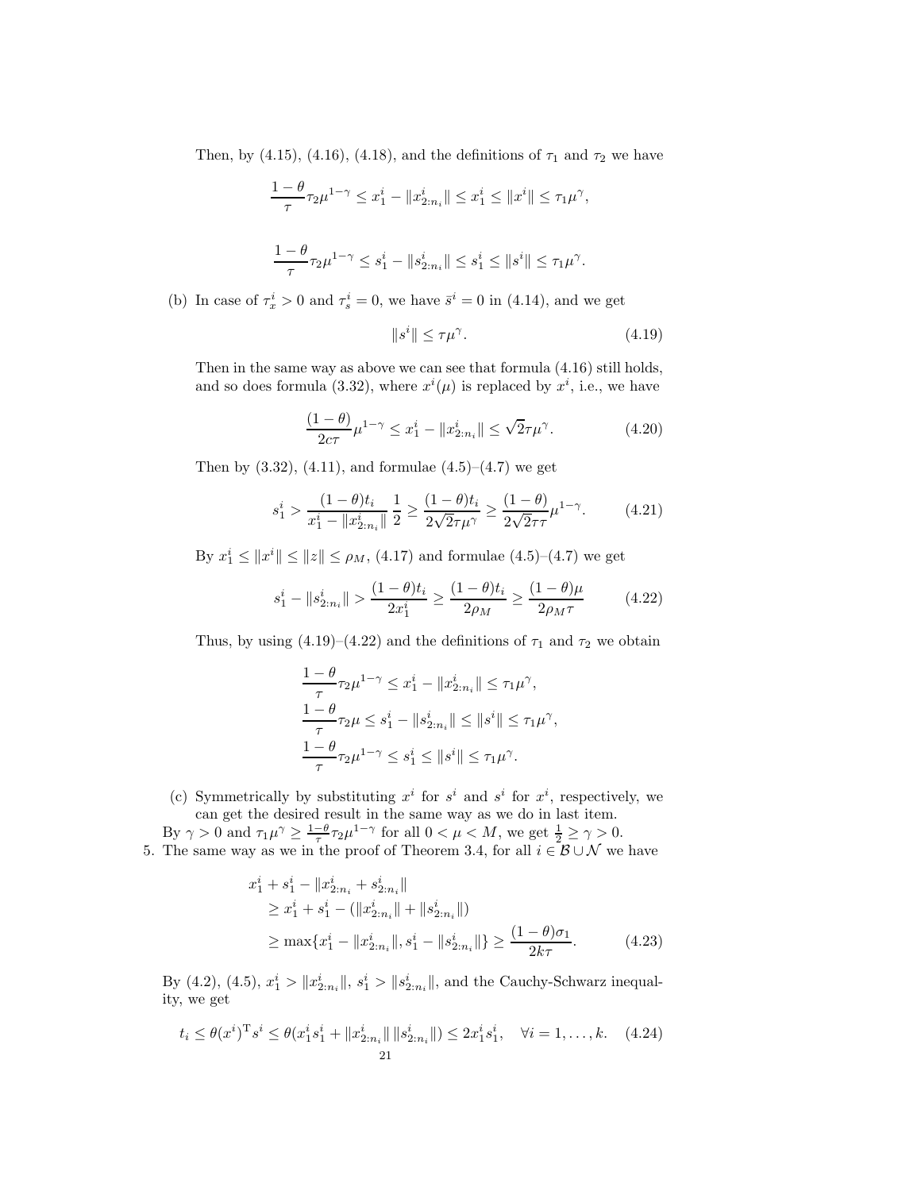Then, by (4.15), (4.16), (4.18), and the definitions of $\tau_1$ and $\tau_2$ we have

$$\frac{1-\theta}{\tau}\tau_2\mu^{1-\gamma} \le x_1^i - \|x_{2:n_i}^i\| \le x_1^i \le \|x^i\| \le \tau_1\mu^\gamma,$$

$$\frac{1-\theta}{\tau}\tau_2\mu^{1-\gamma} \le s_1^i - \|s_{2:n_i}^i\| \le s_1^i \le \|s^i\| \le \tau_1\mu^\gamma.$$

(b) In case of $\tau_x^i > 0$ and $\tau_s^i = 0$, we have $\bar{s}^i = 0$ in (4.14), and we get

$$\|s^i\| \le \tau\mu^\gamma. \tag{4.19}$$

Then in the same way as above we can see that formula (4.16) still holds, and so does formula (3.32), where $x^i(\mu)$ is replaced by $x^i$, i.e., we have

$$\frac{(1-\theta)}{2c\tau}\mu^{1-\gamma} \le x_1^i - \|x_{2:n_i}^i\| \le \sqrt{2}\tau\mu^\gamma. \tag{4.20}$$

Then by (3.32), (4.11), and formulae (4.5)–(4.7) we get

$$s_1^i > \frac{(1-\theta)t_i}{x_1^i - \|x_{2:n_i}^i\|}\,\frac{1}{2} \ge \frac{(1-\theta)t_i}{2\sqrt{2}\tau\mu^\gamma} \ge \frac{(1-\theta)}{2\sqrt{2}\tau\tau}\mu^{1-\gamma}. \tag{4.21}$$

By $x_1^i \le \|x^i\| \le \|z\| \le \rho_M$, (4.17) and formulae (4.5)–(4.7) we get

$$s_1^i - \|s_{2:n_i}^i\| > \frac{(1-\theta)t_i}{2x_1^i} \ge \frac{(1-\theta)t_i}{2\rho_M} \ge \frac{(1-\theta)\mu}{2\rho_M\tau} \tag{4.22}$$

Thus, by using (4.19)–(4.22) and the definitions of $\tau_1$ and $\tau_2$ we obtain

$$\begin{aligned}
&\frac{1-\theta}{\tau}\tau_2\mu^{1-\gamma} \le x_1^i - \|x_{2:n_i}^i\| \le \tau_1\mu^\gamma,\\
&\frac{1-\theta}{\tau}\tau_2\mu \le s_1^i - \|s_{2:n_i}^i\| \le \|s^i\| \le \tau_1\mu^\gamma,\\
&\frac{1-\theta}{\tau}\tau_2\mu^{1-\gamma} \le s_1^i \le \|s^i\| \le \tau_1\mu^\gamma.
\end{aligned}$$

(c) Symmetrically by substituting $x^i$ for $s^i$ and $s^i$ for $x^i$, respectively, we can get the desired result in the same way as we do in last item.

By $\gamma > 0$ and $\tau_1\mu^\gamma \ge \frac{1-\theta}{\tau}\tau_2\mu^{1-\gamma}$ for all $0 < \mu < M$, we get $\frac{1}{2} \ge \gamma > 0$.

5. The same way as we in the proof of Theorem 3.4, for all $i \in \mathcal{B} \cup \mathcal{N}$ we have

$$\begin{aligned}
&x_1^i + s_1^i - \|x_{2:n_i}^i + s_{2:n_i}^i\|\\
&\quad \ge x_1^i + s_1^i - (\|x_{2:n_i}^i\| + \|s_{2:n_i}^i\|)\\
&\quad \ge \max\{x_1^i - \|x_{2:n_i}^i\|, s_1^i - \|s_{2:n_i}^i\|\} \ge \frac{(1-\theta)\sigma_1}{2k\tau}.
\end{aligned} \tag{4.23}$$

By (4.2), (4.5), $x_1^i > \|x_{2:n_i}^i\|$, $s_1^i > \|s_{2:n_i}^i\|$, and the Cauchy-Schwarz inequality, we get

$$t_i \le \theta(x^i)^{\mathrm{T}}s^i \le \theta(x_1^i s_1^i + \|x_{2:n_i}^i\|\,\|s_{2:n_i}^i\|) \le 2x_1^i s_1^i, \quad \forall i = 1,\ldots,k. \tag{4.24}$$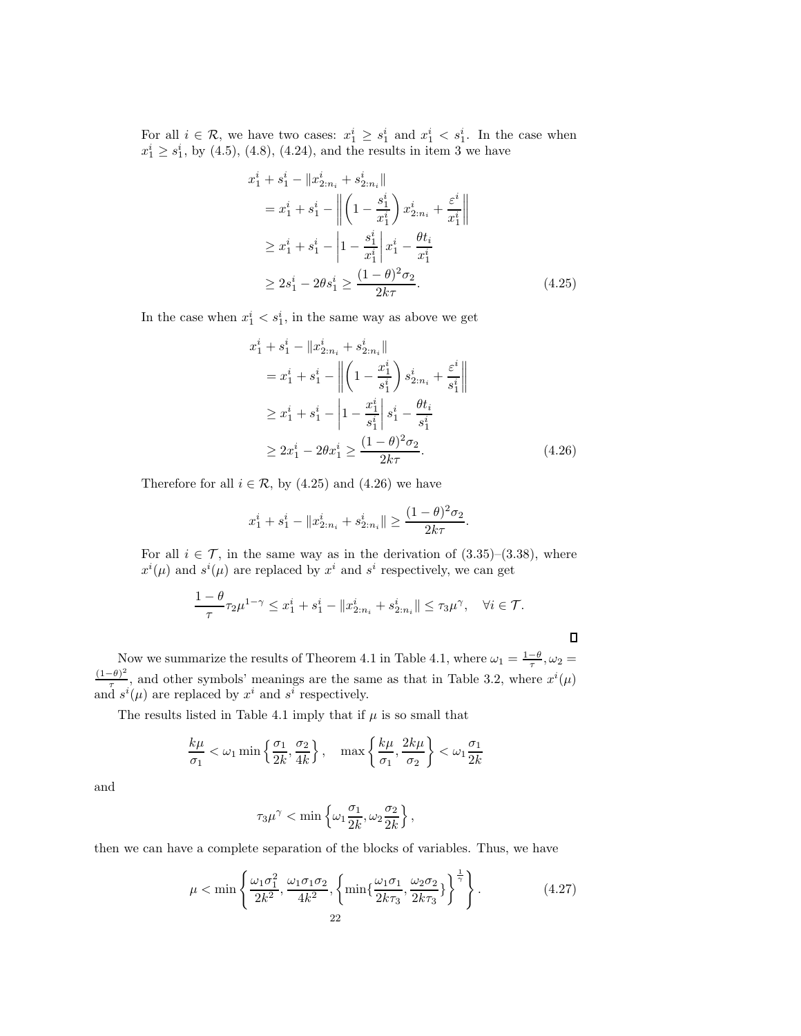For all $i \in \mathcal{R}$, we have two cases: $x_1^i \geq s_1^i$ and $x_1^i < s_1^i$. In the case when $x_1^i \geq s_1^i$, by (4.5), (4.8), (4.24), and the results in item 3 we have

$$
\begin{aligned}
& x_1^i + s_1^i - \|x_{2:n_i}^i + s_{2:n_i}^i\| \\
& \quad = x_1^i + s_1^i - \left\| \left(1 - \frac{s_1^i}{x_1^i}\right) x_{2:n_i}^i + \frac{\varepsilon^i}{x_1^i} \right\| \\
& \quad \geq x_1^i + s_1^i - \left|1 - \frac{s_1^i}{x_1^i}\right| x_1^i - \frac{\theta t_i}{x_1^i} \\
& \quad \geq 2s_1^i - 2\theta s_1^i \geq \frac{(1-\theta)^2 \sigma_2}{2k\tau}.
\end{aligned} \tag{4.25}
$$

In the case when $x_1^i < s_1^i$, in the same way as above we get

$$
\begin{aligned}
& x_1^i + s_1^i - \|x_{2:n_i}^i + s_{2:n_i}^i\| \\
& \quad = x_1^i + s_1^i - \left\| \left(1 - \frac{x_1^i}{s_1^i}\right) s_{2:n_i}^i + \frac{\varepsilon^i}{s_1^i} \right\| \\
& \quad \geq x_1^i + s_1^i - \left|1 - \frac{x_1^i}{s_1^i}\right| s_1^i - \frac{\theta t_i}{s_1^i} \\
& \quad \geq 2x_1^i - 2\theta x_1^i \geq \frac{(1-\theta)^2 \sigma_2}{2k\tau}.
\end{aligned} \tag{4.26}
$$

Therefore for all $i \in \mathcal{R}$, by (4.25) and (4.26) we have

$$
x_1^i + s_1^i - \|x_{2:n_i}^i + s_{2:n_i}^i\| \geq \frac{(1-\theta)^2 \sigma_2}{2k\tau}.
$$

For all $i \in \mathcal{T}$, in the same way as in the derivation of (3.35)–(3.38), where $x^i(\mu)$ and $s^i(\mu)$ are replaced by $x^i$ and $s^i$ respectively, we can get

$$
\frac{1-\theta}{\tau} \tau_2 \mu^{1-\gamma} \leq x_1^i + s_1^i - \|x_{2:n_i}^i + s_{2:n_i}^i\| \leq \tau_3 \mu^\gamma, \quad \forall i \in \mathcal{T}.
$$

$\square$

Now we summarize the results of Theorem 4.1 in Table 4.1, where $\omega_1 = \frac{1-\theta}{\tau}, \omega_2 = \frac{(1-\theta)^2}{\tau}$, and other symbols' meanings are the same as that in Table 3.2, where $x^i(\mu)$ and $s^i(\mu)$ are replaced by $x^i$ and $s^i$ respectively.

The results listed in Table 4.1 imply that if $\mu$ is so small that

$$
\frac{k\mu}{\sigma_1} < \omega_1 \min\left\{\frac{\sigma_1}{2k}, \frac{\sigma_2}{4k}\right\}, \quad \max\left\{\frac{k\mu}{\sigma_1}, \frac{2k\mu}{\sigma_2}\right\} < \omega_1 \frac{\sigma_1}{2k}
$$

and

$$
\tau_3 \mu^\gamma < \min\left\{\omega_1 \frac{\sigma_1}{2k}, \omega_2 \frac{\sigma_2}{2k}\right\},
$$

then we can have a complete separation of the blocks of variables. Thus, we have

$$
\mu < \min\left\{\frac{\omega_1 \sigma_1^2}{2k^2}, \frac{\omega_1 \sigma_1 \sigma_2}{4k^2}, \left\{\min\{\frac{\omega_1 \sigma_1}{2k\tau_3}, \frac{\omega_2 \sigma_2}{2k\tau_3}\}\right\}^{\frac{1}{\gamma}}\right\}. \tag{4.27}
$$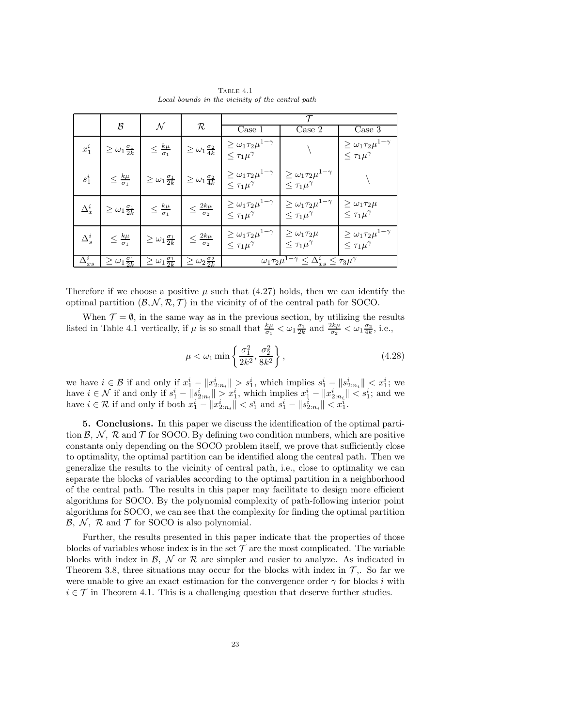TABLE 4.1
*Local bounds in the vicinity of the central path*

| | $\mathcal{B}$ | $\mathcal{N}$ | $\mathcal{R}$ | $\mathcal{T}$ | | |
|---|---|---|---|---|---|---|
| | | | | Case 1 | Case 2 | Case 3 |
| $x_1^i$ | $\geq \omega_1 \frac{\sigma_1}{2k}$ | $\leq \frac{k\mu}{\sigma_1}$ | $\geq \omega_1 \frac{\sigma_2}{4k}$ | $\geq \omega_1 \tau_2 \mu^{1-\gamma}$ $\leq \tau_1 \mu^{\gamma}$ | $\backslash$ | $\geq \omega_1 \tau_2 \mu^{1-\gamma}$ $\leq \tau_1 \mu^{\gamma}$ |
| $s_1^i$ | $\leq \frac{k\mu}{\sigma_1}$ | $\geq \omega_1 \frac{\sigma_1}{2k}$ | $\geq \omega_1 \frac{\sigma_2}{4k}$ | $\geq \omega_1 \tau_2 \mu^{1-\gamma}$ $\leq \tau_1 \mu^{\gamma}$ | $\geq \omega_1 \tau_2 \mu^{1-\gamma}$ $\leq \tau_1 \mu^{\gamma}$ | $\backslash$ |
| $\Delta_x^i$ | $\geq \omega_1 \frac{\sigma_1}{2k}$ | $\leq \frac{k\mu}{\sigma_1}$ | $\leq \frac{2k\mu}{\sigma_2}$ | $\geq \omega_1 \tau_2 \mu^{1-\gamma}$ $\leq \tau_1 \mu^{\gamma}$ | $\geq \omega_1 \tau_2 \mu^{1-\gamma}$ $\leq \tau_1 \mu^{\gamma}$ | $\geq \omega_1 \tau_2 \mu$ $\leq \tau_1 \mu^{\gamma}$ |
| $\Delta_s^i$ | $\leq \frac{k\mu}{\sigma_1}$ | $\geq \omega_1 \frac{\sigma_1}{2k}$ | $\leq \frac{2k\mu}{\sigma_2}$ | $\geq \omega_1 \tau_2 \mu^{1-\gamma}$ $\leq \tau_1 \mu^{\gamma}$ | $\geq \omega_1 \tau_2 \mu$ $\leq \tau_1 \mu^{\gamma}$ | $\geq \omega_1 \tau_2 \mu^{1-\gamma}$ $\leq \tau_1 \mu^{\gamma}$ |
| $\Delta_{xs}^i$ | $\geq \omega_1 \frac{\sigma_1}{2k}$ | $\geq \omega_1 \frac{\sigma_1}{2k}$ | $\geq \omega_2 \frac{\sigma_2}{2k}$ | $\omega_1 \tau_2 \mu^{1-\gamma} \leq \Delta_{xs}^i \leq \tau_3 \mu^{\gamma}$ | | |

Therefore if we choose a positive $\mu$ such that (4.27) holds, then we can identify the optimal partition $(\mathcal{B}, \mathcal{N}, \mathcal{R}, \mathcal{T})$ in the vicinity of of the central path for SOCO.

When $\mathcal{T} = \emptyset$, in the same way as in the previous section, by utilizing the results listed in Table 4.1 vertically, if $\mu$ is so small that $\frac{k\mu}{\sigma_1} < \omega_1 \frac{\sigma_1}{2k}$ and $\frac{2k\mu}{\sigma_2} < \omega_1 \frac{\sigma_2}{4k}$, i.e.,

$$\mu < \omega_1 \min \left\{ \frac{\sigma_1^2}{2k^2}, \frac{\sigma_2^2}{8k^2} \right\}, \tag{4.28}$$

we have $i \in \mathcal{B}$ if and only if $x_1^i - \|x_{2:n_i}^i\| > s_1^i$, which implies $s_1^i - \|s_{2:n_i}^i\| < x_1^i$; we have $i \in \mathcal{N}$ if and only if $s_1^i - \|s_{2:n_i}^i\| > x_1^i$, which implies $x_1^i - \|x_{2:n_i}^i\| < s_1^i$; and we have $i \in \mathcal{R}$ if and only if both $x_1^i - \|x_{2:n_i}^i\| < s_1^i$ and $s_1^i - \|s_{2:n_i}^i\| < x_1^i$.

## 5. Conclusions.

In this paper we discuss the identification of the optimal partition $\mathcal{B}$, $\mathcal{N}$, $\mathcal{R}$ and $\mathcal{T}$ for SOCO. By defining two condition numbers, which are positive constants only depending on the SOCO problem itself, we prove that sufficiently close to optimality, the optimal partition can be identified along the central path. Then we generalize the results to the vicinity of central path, i.e., close to optimality we can separate the blocks of variables according to the optimal partition in a neighborhood of the central path. The results in this paper may facilitate to design more efficient algorithms for SOCO. By the polynomial complexity of path-following interior point algorithms for SOCO, we can see that the complexity for finding the optimal partition $\mathcal{B}$, $\mathcal{N}$, $\mathcal{R}$ and $\mathcal{T}$ for SOCO is also polynomial.

Further, the results presented in this paper indicate that the properties of those blocks of variables whose index is in the set $\mathcal{T}$ are the most complicated. The variable blocks with index in $\mathcal{B}$, $\mathcal{N}$ or $\mathcal{R}$ are simpler and easier to analyze. As indicated in Theorem 3.8, three situations may occur for the blocks with index in $\mathcal{T}$,. So far we were unable to give an exact estimation for the convergence order $\gamma$ for blocks $i$ with $i \in \mathcal{T}$ in Theorem 4.1. This is a challenging question that deserve further studies.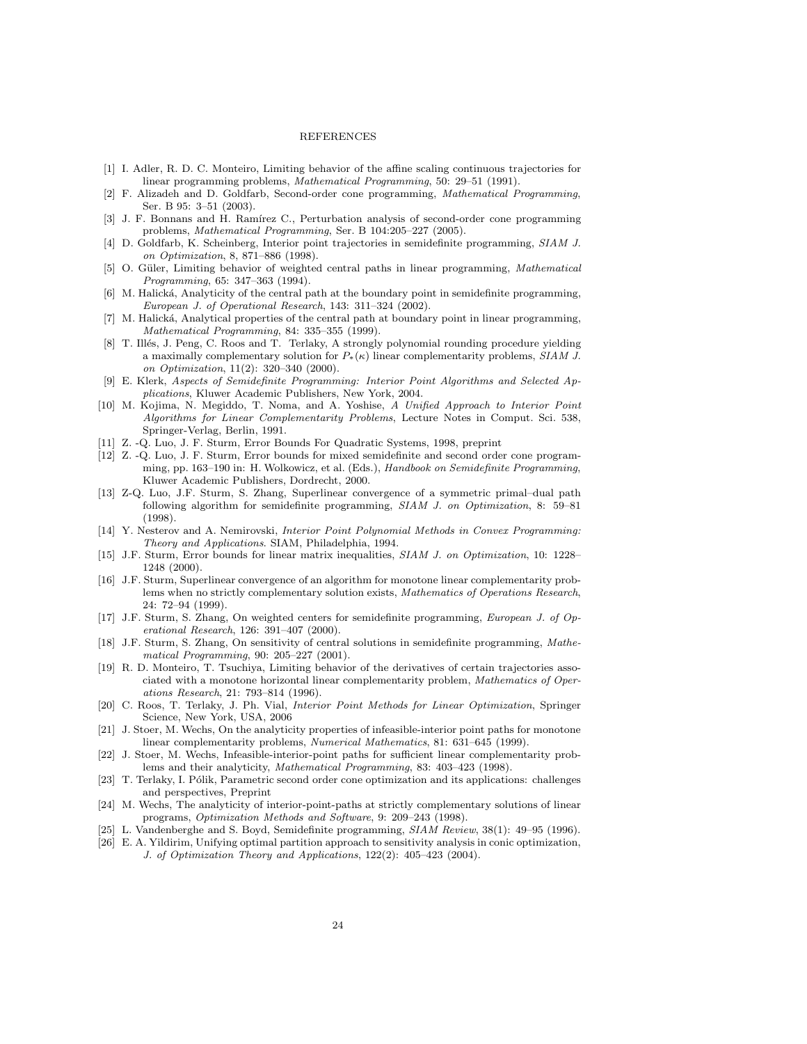## REFERENCES

[1] I. Adler, R. D. C. Monteiro, Limiting behavior of the affine scaling continuous trajectories for linear programming problems, *Mathematical Programming*, 50: 29–51 (1991).

[2] F. Alizadeh and D. Goldfarb, Second-order cone programming, *Mathematical Programming*, Ser. B 95: 3–51 (2003).

[3] J. F. Bonnans and H. Ramírez C., Perturbation analysis of second-order cone programming problems, *Mathematical Programming*, Ser. B 104:205–227 (2005).

[4] D. Goldfarb, K. Scheinberg, Interior point trajectories in semidefinite programming, *SIAM J. on Optimization*, 8, 871–886 (1998).

[5] O. Güler, Limiting behavior of weighted central paths in linear programming, *Mathematical Programming*, 65: 347–363 (1994).

[6] M. Halická, Analyticity of the central path at the boundary point in semidefinite programming, *European J. of Operational Research*, 143: 311–324 (2002).

[7] M. Halická, Analytical properties of the central path at boundary point in linear programming, *Mathematical Programming*, 84: 335–355 (1999).

[8] T. Illés, J. Peng, C. Roos and T. Terlaky, A strongly polynomial rounding procedure yielding a maximally complementary solution for $P_*(\kappa)$ linear complementarity problems, *SIAM J. on Optimization*, 11(2): 320–340 (2000).

[9] E. Klerk, *Aspects of Semidefinite Programming: Interior Point Algorithms and Selected Applications*, Kluwer Academic Publishers, New York, 2004.

[10] M. Kojima, N. Megiddo, T. Noma, and A. Yoshise, *A Unified Approach to Interior Point Algorithms for Linear Complementarity Problems*, Lecture Notes in Comput. Sci. 538, Springer-Verlag, Berlin, 1991.

[11] Z. -Q. Luo, J. F. Sturm, Error Bounds For Quadratic Systems, 1998, preprint

[12] Z. -Q. Luo, J. F. Sturm, Error bounds for mixed semidefinite and second order cone programming, pp. 163–190 in: H. Wolkowicz, et al. (Eds.), *Handbook on Semidefinite Programming*, Kluwer Academic Publishers, Dordrecht, 2000.

[13] Z-Q. Luo, J.F. Sturm, S. Zhang, Superlinear convergence of a symmetric primal–dual path following algorithm for semidefinite programming, *SIAM J. on Optimization*, 8: 59–81 (1998).

[14] Y. Nesterov and A. Nemirovski, *Interior Point Polynomial Methods in Convex Programming: Theory and Applications*. SIAM, Philadelphia, 1994.

[15] J.F. Sturm, Error bounds for linear matrix inequalities, *SIAM J. on Optimization*, 10: 1228–1248 (2000).

[16] J.F. Sturm, Superlinear convergence of an algorithm for monotone linear complementarity problems when no strictly complementary solution exists, *Mathematics of Operations Research*, 24: 72–94 (1999).

[17] J.F. Sturm, S. Zhang, On weighted centers for semidefinite programming, *European J. of Operational Research*, 126: 391–407 (2000).

[18] J.F. Sturm, S. Zhang, On sensitivity of central solutions in semidefinite programming, *Mathematical Programming*, 90: 205–227 (2001).

[19] R. D. Monteiro, T. Tsuchiya, Limiting behavior of the derivatives of certain trajectories associated with a monotone horizontal linear complementarity problem, *Mathematics of Operations Research*, 21: 793–814 (1996).

[20] C. Roos, T. Terlaky, J. Ph. Vial, *Interior Point Methods for Linear Optimization*, Springer Science, New York, USA, 2006

[21] J. Stoer, M. Wechs, On the analyticity properties of infeasible-interior point paths for monotone linear complementarity problems, *Numerical Mathematics*, 81: 631–645 (1999).

[22] J. Stoer, M. Wechs, Infeasible-interior-point paths for sufficient linear complementarity problems and their analyticity, *Mathematical Programming*, 83: 403–423 (1998).

[23] T. Terlaky, I. Pólik, Parametric second order cone optimization and its applications: challenges and perspectives, Preprint

[24] M. Wechs, The analyticity of interior-point-paths at strictly complementary solutions of linear programs, *Optimization Methods and Software*, 9: 209–243 (1998).

[25] L. Vandenberghe and S. Boyd, Semidefinite programming, *SIAM Review*, 38(1): 49–95 (1996).

[26] E. A. Yildirim, Unifying optimal partition approach to sensitivity analysis in conic optimization, *J. of Optimization Theory and Applications*, 122(2): 405–423 (2004).